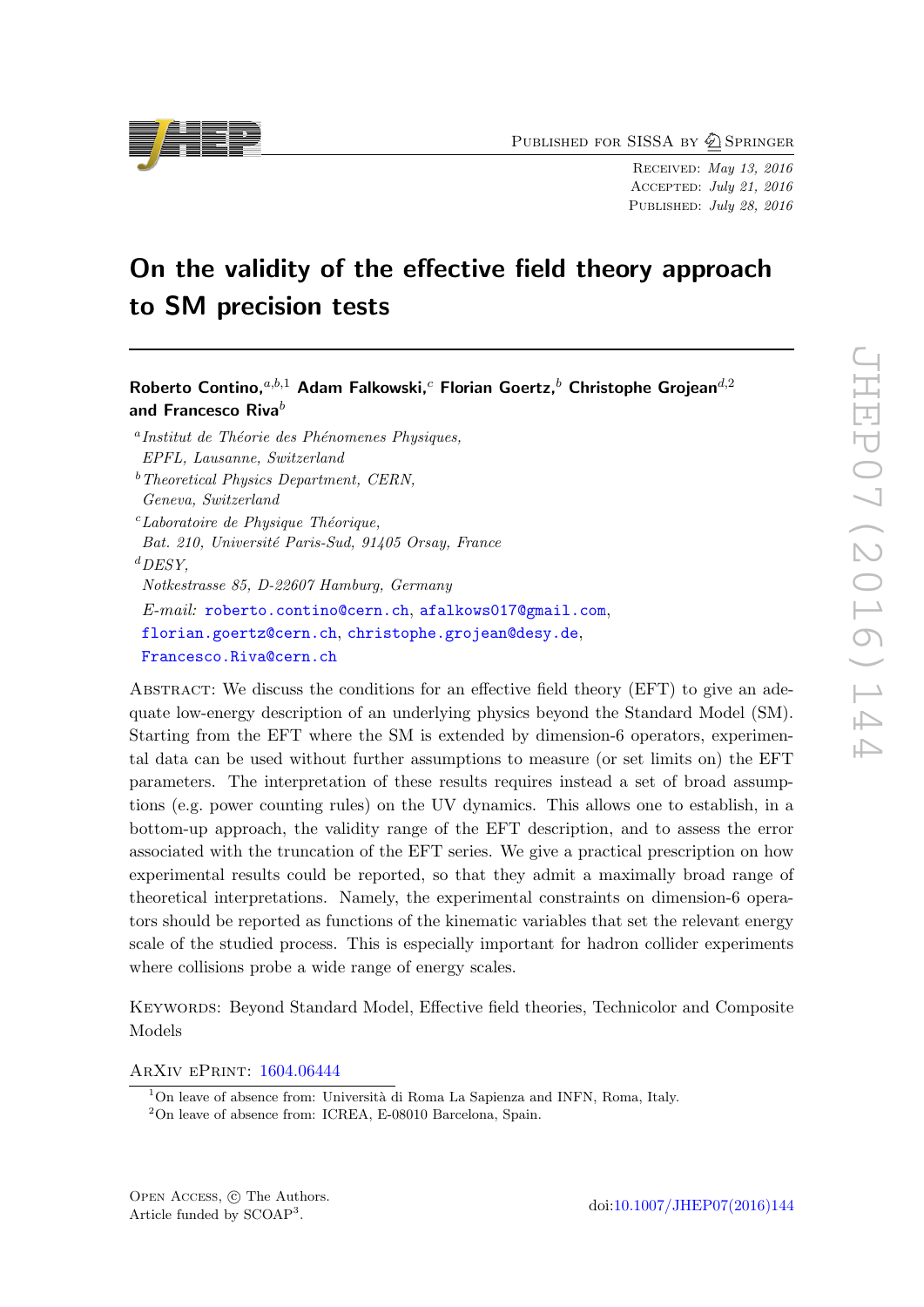Published for SISSA by Springer

Received: *May 13, 2016*
Accepted: *July 21, 2016*
Published: *July 28, 2016*

# On the validity of the effective field theory approach to SM precision tests

**Roberto Contino,**[a,b,1] **Adam Falkowski,**[c] **Florian Goertz,**[b] **Christophe Grojean**[d,2] **and Francesco Riva**[b]

[a] *Institut de Théorie des Phénomenes Physiques, EPFL, Lausanne, Switzerland*
[b] *Theoretical Physics Department, CERN, Geneva, Switzerland*
[c] *Laboratoire de Physique Théorique, Bat. 210, Université Paris-Sud, 91405 Orsay, France*
[d] *DESY, Notkestrasse 85, D-22607 Hamburg, Germany*

*E-mail:* roberto.contino@cern.ch, afalkows017@gmail.com, florian.goertz@cern.ch, christophe.grojean@desy.de, Francesco.Riva@cern.ch

Abstract: We discuss the conditions for an effective field theory (EFT) to give an adequate low-energy description of an underlying physics beyond the Standard Model (SM). Starting from the EFT where the SM is extended by dimension-6 operators, experimental data can be used without further assumptions to measure (or set limits on) the EFT parameters. The interpretation of these results requires instead a set of broad assumptions (e.g. power counting rules) on the UV dynamics. This allows one to establish, in a bottom-up approach, the validity range of the EFT description, and to assess the error associated with the truncation of the EFT series. We give a practical prescription on how experimental results could be reported, so that they admit a maximally broad range of theoretical interpretations. Namely, the experimental constraints on dimension-6 operators should be reported as functions of the kinematic variables that set the relevant energy scale of the studied process. This is especially important for hadron collider experiments where collisions probe a wide range of energy scales.

Keywords: Beyond Standard Model, Effective field theories, Technicolor and Composite Models

ArXiv ePrint: 1604.06444

[1] On leave of absence from: Università di Roma La Sapienza and INFN, Roma, Italy.
[2] On leave of absence from: ICREA, E-08010 Barcelona, Spain.

Open Access, © The Authors.
Article funded by SCOAP[3].

doi:10.1007/JHEP07(2016)144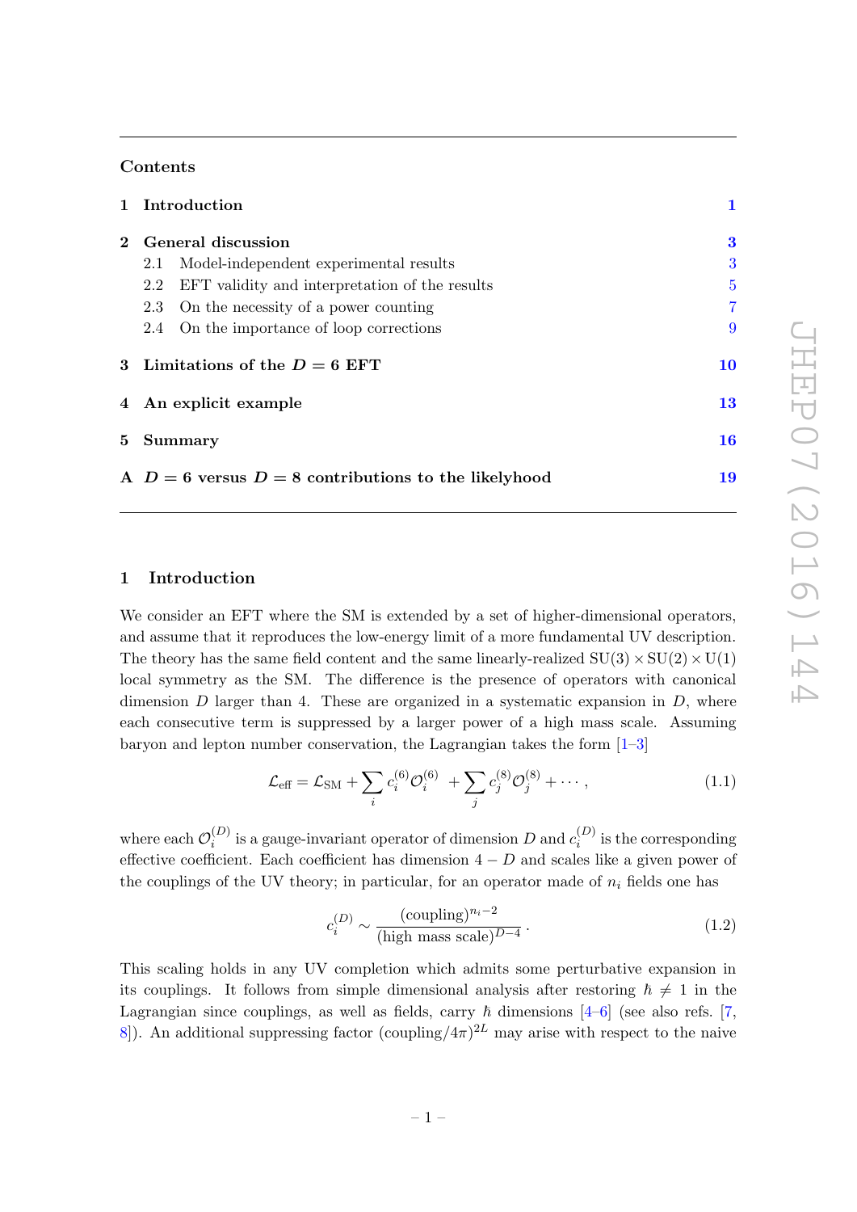## Contents

1 Introduction 1

2 General discussion 3
- 2.1 Model-independent experimental results 3
- 2.2 EFT validity and interpretation of the results 5
- 2.3 On the necessity of a power counting 7
- 2.4 On the importance of loop corrections 9

3 Limitations of the $D = 6$ EFT 10

4 An explicit example 13

5 Summary 16

A $D = 6$ versus $D = 8$ contributions to the likelyhood 19

# 1 Introduction

We consider an EFT where the SM is extended by a set of higher-dimensional operators, and assume that it reproduces the low-energy limit of a more fundamental UV description. The theory has the same field content and the same linearly-realized $\mathrm{SU}(3) \times \mathrm{SU}(2) \times \mathrm{U}(1)$ local symmetry as the SM. The difference is the presence of operators with canonical dimension $D$ larger than 4. These are organized in a systematic expansion in $D$, where each consecutive term is suppressed by a larger power of a high mass scale. Assuming baryon and lepton number conservation, the Lagrangian takes the form [1–3]

$$\mathcal{L}_{\text{eff}} = \mathcal{L}_{\text{SM}} + \sum_i c_i^{(6)} \mathcal{O}_i^{(6)} + \sum_j c_j^{(8)} \mathcal{O}_j^{(8)} + \cdots , \tag{1.1}$$

where each $\mathcal{O}_i^{(D)}$ is a gauge-invariant operator of dimension $D$ and $c_i^{(D)}$ is the corresponding effective coefficient. Each coefficient has dimension $4 - D$ and scales like a given power of the couplings of the UV theory; in particular, for an operator made of $n_i$ fields one has

$$c_i^{(D)} \sim \frac{(\text{coupling})^{n_i - 2}}{(\text{high mass scale})^{D-4}} . \tag{1.2}$$

This scaling holds in any UV completion which admits some perturbative expansion in its couplings. It follows from simple dimensional analysis after restoring $\hbar \neq 1$ in the Lagrangian since couplings, as well as fields, carry $\hbar$ dimensions [4–6] (see also refs. [7, 8]). An additional suppressing factor $(\text{coupling}/4\pi)^{2L}$ may arise with respect to the naive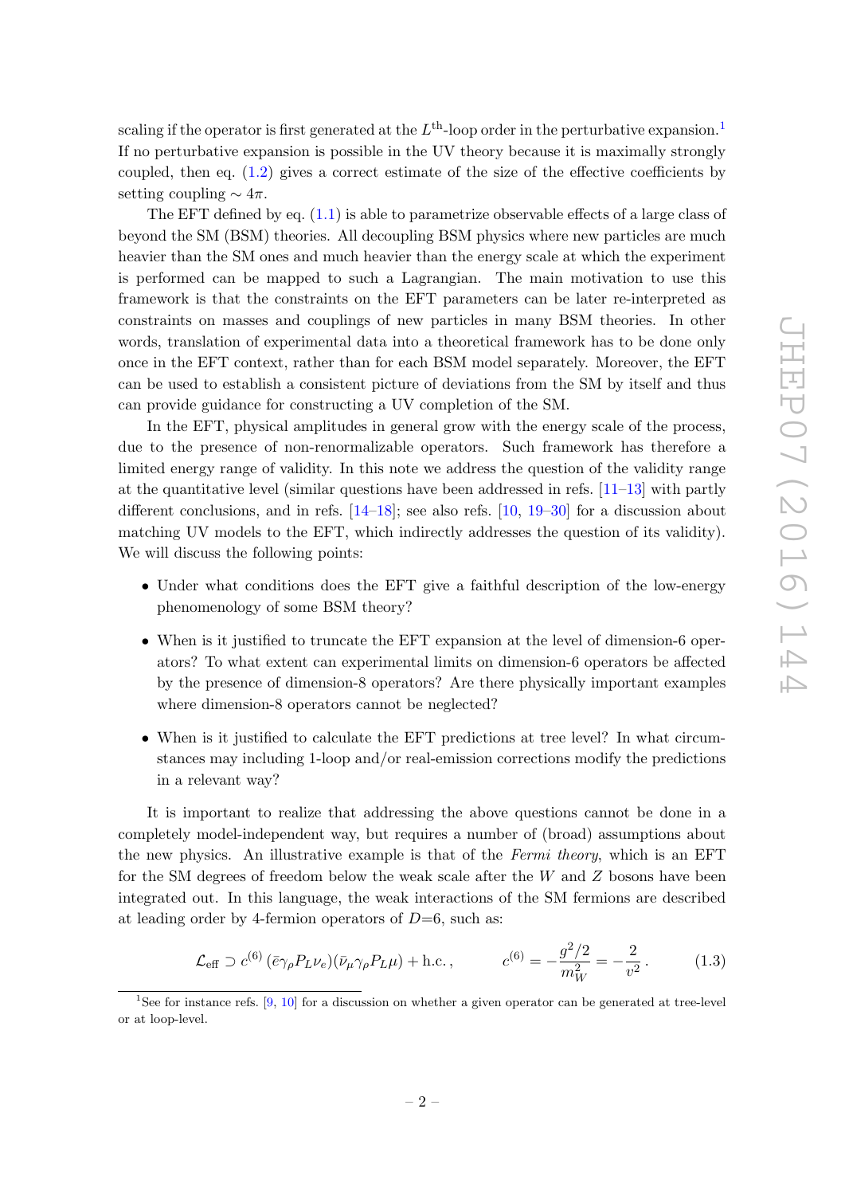scaling if the operator is first generated at the $L^{\text{th}}$-loop order in the perturbative expansion.[1] If no perturbative expansion is possible in the UV theory because it is maximally strongly coupled, then eq. (1.2) gives a correct estimate of the size of the effective coefficients by setting coupling $\sim 4\pi$.

The EFT defined by eq. (1.1) is able to parametrize observable effects of a large class of beyond the SM (BSM) theories. All decoupling BSM physics where new particles are much heavier than the SM ones and much heavier than the energy scale at which the experiment is performed can be mapped to such a Lagrangian. The main motivation to use this framework is that the constraints on the EFT parameters can be later re-interpreted as constraints on masses and couplings of new particles in many BSM theories. In other words, translation of experimental data into a theoretical framework has to be done only once in the EFT context, rather than for each BSM model separately. Moreover, the EFT can be used to establish a consistent picture of deviations from the SM by itself and thus can provide guidance for constructing a UV completion of the SM.

In the EFT, physical amplitudes in general grow with the energy scale of the process, due to the presence of non-renormalizable operators. Such framework has therefore a limited energy range of validity. In this note we address the question of the validity range at the quantitative level (similar questions have been addressed in refs. [11–13] with partly different conclusions, and in refs. [14–18]; see also refs. [10, 19–30] for a discussion about matching UV models to the EFT, which indirectly addresses the question of its validity). We will discuss the following points:

- Under what conditions does the EFT give a faithful description of the low-energy phenomenology of some BSM theory?
- When is it justified to truncate the EFT expansion at the level of dimension-6 operators? To what extent can experimental limits on dimension-6 operators be affected by the presence of dimension-8 operators? Are there physically important examples where dimension-8 operators cannot be neglected?
- When is it justified to calculate the EFT predictions at tree level? In what circumstances may including 1-loop and/or real-emission corrections modify the predictions in a relevant way?

It is important to realize that addressing the above questions cannot be done in a completely model-independent way, but requires a number of (broad) assumptions about the new physics. An illustrative example is that of the *Fermi theory*, which is an EFT for the SM degrees of freedom below the weak scale after the $W$ and $Z$ bosons have been integrated out. In this language, the weak interactions of the SM fermions are described at leading order by 4-fermion operators of $D$=6, such as:

$$\mathcal{L}_{\text{eff}} \supset c^{(6)}\,(\bar{e}\gamma_\rho P_L \nu_e)(\bar{\nu}_\mu \gamma_\rho P_L \mu) + \text{h.c.}\,, \qquad c^{(6)} = -\frac{g^2/2}{m_W^2} = -\frac{2}{v^2}\,. \tag{1.3}$$

[1] See for instance refs. [9, 10] for a discussion on whether a given operator can be generated at tree-level or at loop-level.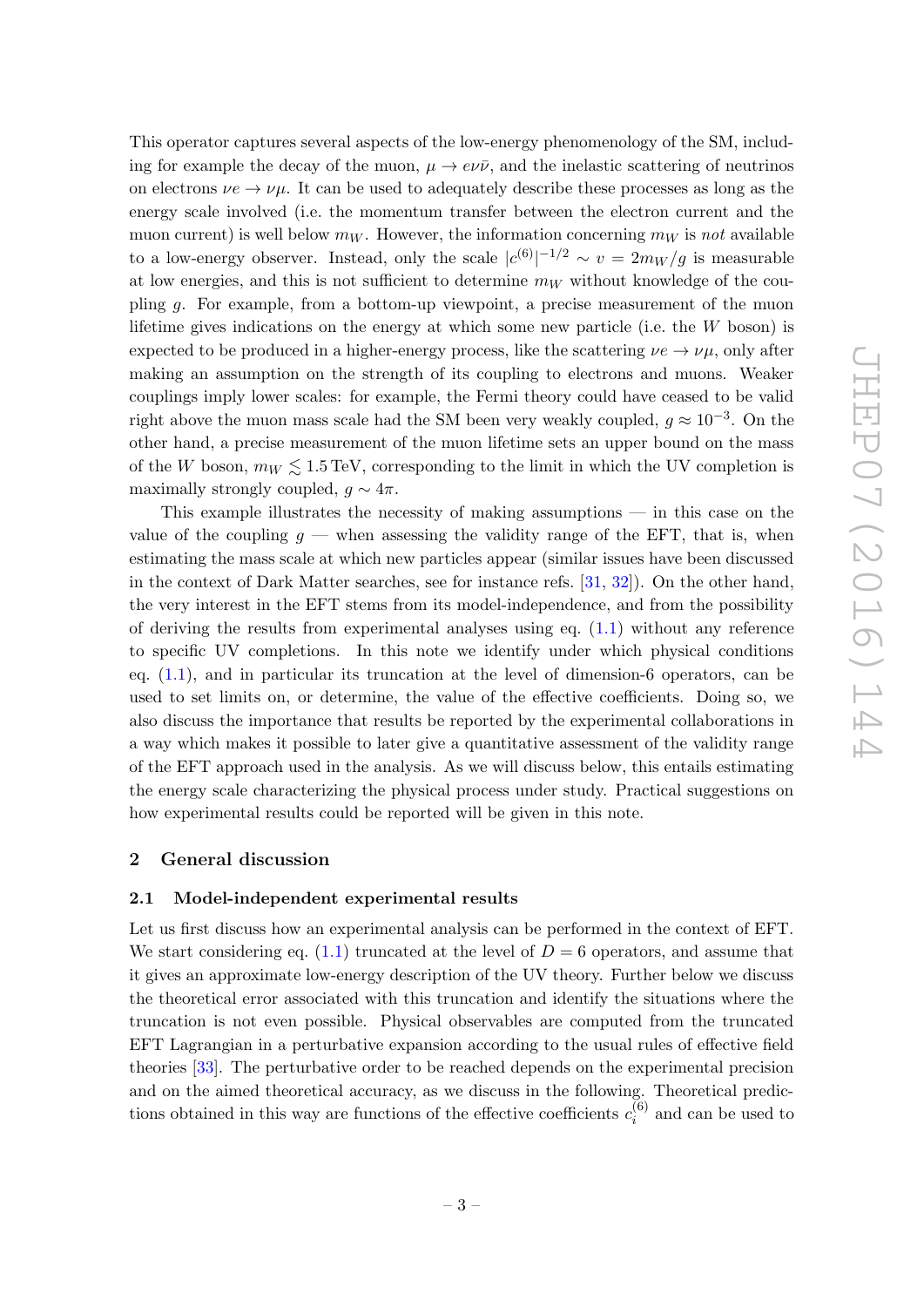This operator captures several aspects of the low-energy phenomenology of the SM, including for example the decay of the muon, $\mu \to e\nu\bar{\nu}$, and the inelastic scattering of neutrinos on electrons $\nu e \to \nu\mu$. It can be used to adequately describe these processes as long as the energy scale involved (i.e. the momentum transfer between the electron current and the muon current) is well below $m_W$. However, the information concerning $m_W$ is *not* available to a low-energy observer. Instead, only the scale $|c^{(6)}|^{-1/2} \sim v = 2m_W/g$ is measurable at low energies, and this is not sufficient to determine $m_W$ without knowledge of the coupling $g$. For example, from a bottom-up viewpoint, a precise measurement of the muon lifetime gives indications on the energy at which some new particle (i.e. the $W$ boson) is expected to be produced in a higher-energy process, like the scattering $\nu e \to \nu\mu$, only after making an assumption on the strength of its coupling to electrons and muons. Weaker couplings imply lower scales: for example, the Fermi theory could have ceased to be valid right above the muon mass scale had the SM been very weakly coupled, $g \approx 10^{-3}$. On the other hand, a precise measurement of the muon lifetime sets an upper bound on the mass of the $W$ boson, $m_W \lesssim 1.5\,\text{TeV}$, corresponding to the limit in which the UV completion is maximally strongly coupled, $g \sim 4\pi$.

This example illustrates the necessity of making assumptions — in this case on the value of the coupling $g$ — when assessing the validity range of the EFT, that is, when estimating the mass scale at which new particles appear (similar issues have been discussed in the context of Dark Matter searches, see for instance refs. [31, 32]). On the other hand, the very interest in the EFT stems from its model-independence, and from the possibility of deriving the results from experimental analyses using eq. (1.1) without any reference to specific UV completions. In this note we identify under which physical conditions eq. (1.1), and in particular its truncation at the level of dimension-6 operators, can be used to set limits on, or determine, the value of the effective coefficients. Doing so, we also discuss the importance that results be reported by the experimental collaborations in a way which makes it possible to later give a quantitative assessment of the validity range of the EFT approach used in the analysis. As we will discuss below, this entails estimating the energy scale characterizing the physical process under study. Practical suggestions on how experimental results could be reported will be given in this note.

## 2 General discussion

### 2.1 Model-independent experimental results

Let us first discuss how an experimental analysis can be performed in the context of EFT. We start considering eq. (1.1) truncated at the level of $D = 6$ operators, and assume that it gives an approximate low-energy description of the UV theory. Further below we discuss the theoretical error associated with this truncation and identify the situations where the truncation is not even possible. Physical observables are computed from the truncated EFT Lagrangian in a perturbative expansion according to the usual rules of effective field theories [33]. The perturbative order to be reached depends on the experimental precision and on the aimed theoretical accuracy, as we discuss in the following. Theoretical predictions obtained in this way are functions of the effective coefficients $c_i^{(6)}$ and can be used to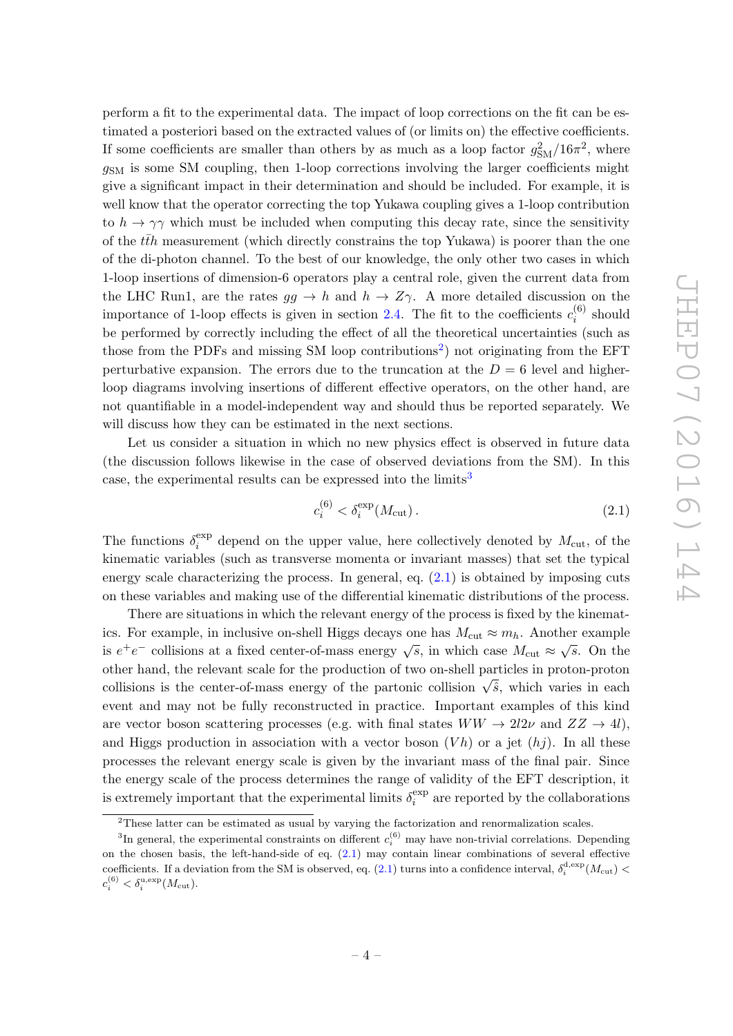perform a fit to the experimental data. The impact of loop corrections on the fit can be estimated a posteriori based on the extracted values of (or limits on) the effective coefficients. If some coefficients are smaller than others by as much as a loop factor $g_{\rm SM}^2/16\pi^2$, where $g_{\rm SM}$ is some SM coupling, then 1-loop corrections involving the larger coefficients might give a significant impact in their determination and should be included. For example, it is well know that the operator correcting the top Yukawa coupling gives a 1-loop contribution to $h \to \gamma\gamma$ which must be included when computing this decay rate, since the sensitivity of the $t\bar{t}h$ measurement (which directly constrains the top Yukawa) is poorer than the one of the di-photon channel. To the best of our knowledge, the only other two cases in which 1-loop insertions of dimension-6 operators play a central role, given the current data from the LHC Run1, are the rates $gg \to h$ and $h \to Z\gamma$. A more detailed discussion on the importance of 1-loop effects is given in section 2.4. The fit to the coefficients $c_i^{(6)}$ should be performed by correctly including the effect of all the theoretical uncertainties (such as those from the PDFs and missing SM loop contributions[2]) not originating from the EFT perturbative expansion. The errors due to the truncation at the $D = 6$ level and higher-loop diagrams involving insertions of different effective operators, on the other hand, are not quantifiable in a model-independent way and should thus be reported separately. We will discuss how they can be estimated in the next sections.

Let us consider a situation in which no new physics effect is observed in future data (the discussion follows likewise in the case of observed deviations from the SM). In this case, the experimental results can be expressed into the limits[3]

$$c_i^{(6)} < \delta_i^{\rm exp}(M_{\rm cut})\,. \tag{2.1}$$

The functions $\delta_i^{\rm exp}$ depend on the upper value, here collectively denoted by $M_{\rm cut}$, of the kinematic variables (such as transverse momenta or invariant masses) that set the typical energy scale characterizing the process. In general, eq. (2.1) is obtained by imposing cuts on these variables and making use of the differential kinematic distributions of the process.

There are situations in which the relevant energy of the process is fixed by the kinematics. For example, in inclusive on-shell Higgs decays one has $M_{\rm cut} \approx m_h$. Another example is $e^+e^-$ collisions at a fixed center-of-mass energy $\sqrt{s}$, in which case $M_{\rm cut} \approx \sqrt{s}$. On the other hand, the relevant scale for the production of two on-shell particles in proton-proton collisions is the center-of-mass energy of the partonic collision $\sqrt{\hat{s}}$, which varies in each event and may not be fully reconstructed in practice. Important examples of this kind are vector boson scattering processes (e.g. with final states $WW \to 2l2\nu$ and $ZZ \to 4l$), and Higgs production in association with a vector boson ($Vh$) or a jet ($hj$). In all these processes the relevant energy scale is given by the invariant mass of the final pair. Since the energy scale of the process determines the range of validity of the EFT description, it is extremely important that the experimental limits $\delta_i^{\rm exp}$ are reported by the collaborations

[2] These latter can be estimated as usual by varying the factorization and renormalization scales.

[3] In general, the experimental constraints on different $c_i^{(6)}$ may have non-trivial correlations. Depending on the chosen basis, the left-hand-side of eq. (2.1) may contain linear combinations of several effective coefficients. If a deviation from the SM is observed, eq. (2.1) turns into a confidence interval, $\delta_i^{\rm d,exp}(M_{\rm cut}) < c_i^{(6)} < \delta_i^{\rm u,exp}(M_{\rm cut})$.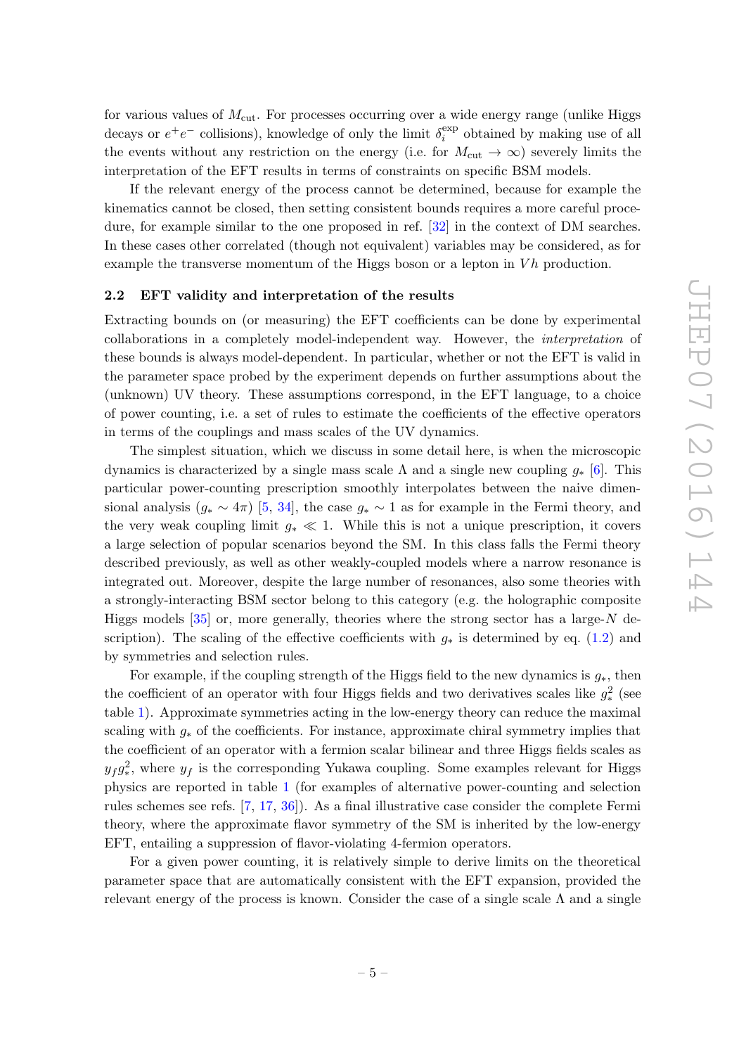for various values of $M_{\text{cut}}$. For processes occurring over a wide energy range (unlike Higgs decays or $e^+e^-$ collisions), knowledge of only the limit $\delta_i^{\text{exp}}$ obtained by making use of all the events without any restriction on the energy (i.e. for $M_{\text{cut}} \to \infty$) severely limits the interpretation of the EFT results in terms of constraints on specific BSM models.

If the relevant energy of the process cannot be determined, because for example the kinematics cannot be closed, then setting consistent bounds requires a more careful procedure, for example similar to the one proposed in ref. [32] in the context of DM searches. In these cases other correlated (though not equivalent) variables may be considered, as for example the transverse momentum of the Higgs boson or a lepton in $Vh$ production.

### 2.2 EFT validity and interpretation of the results

Extracting bounds on (or measuring) the EFT coefficients can be done by experimental collaborations in a completely model-independent way. However, the *interpretation* of these bounds is always model-dependent. In particular, whether or not the EFT is valid in the parameter space probed by the experiment depends on further assumptions about the (unknown) UV theory. These assumptions correspond, in the EFT language, to a choice of power counting, i.e. a set of rules to estimate the coefficients of the effective operators in terms of the couplings and mass scales of the UV dynamics.

The simplest situation, which we discuss in some detail here, is when the microscopic dynamics is characterized by a single mass scale $\Lambda$ and a single new coupling $g_*$ [6]. This particular power-counting prescription smoothly interpolates between the naive dimensional analysis ($g_* \sim 4\pi$) [5, 34], the case $g_* \sim 1$ as for example in the Fermi theory, and the very weak coupling limit $g_* \ll 1$. While this is not a unique prescription, it covers a large selection of popular scenarios beyond the SM. In this class falls the Fermi theory described previously, as well as other weakly-coupled models where a narrow resonance is integrated out. Moreover, despite the large number of resonances, also some theories with a strongly-interacting BSM sector belong to this category (e.g. the holographic composite Higgs models [35] or, more generally, theories where the strong sector has a large-$N$ description). The scaling of the effective coefficients with $g_*$ is determined by eq. (1.2) and by symmetries and selection rules.

For example, if the coupling strength of the Higgs field to the new dynamics is $g_*$, then the coefficient of an operator with four Higgs fields and two derivatives scales like $g_*^2$ (see table 1). Approximate symmetries acting in the low-energy theory can reduce the maximal scaling with $g_*$ of the coefficients. For instance, approximate chiral symmetry implies that the coefficient of an operator with a fermion scalar bilinear and three Higgs fields scales as $y_f g_*^2$, where $y_f$ is the corresponding Yukawa coupling. Some examples relevant for Higgs physics are reported in table 1 (for examples of alternative power-counting and selection rules schemes see refs. [7, 17, 36]). As a final illustrative case consider the complete Fermi theory, where the approximate flavor symmetry of the SM is inherited by the low-energy EFT, entailing a suppression of flavor-violating 4-fermion operators.

For a given power counting, it is relatively simple to derive limits on the theoretical parameter space that are automatically consistent with the EFT expansion, provided the relevant energy of the process is known. Consider the case of a single scale $\Lambda$ and a single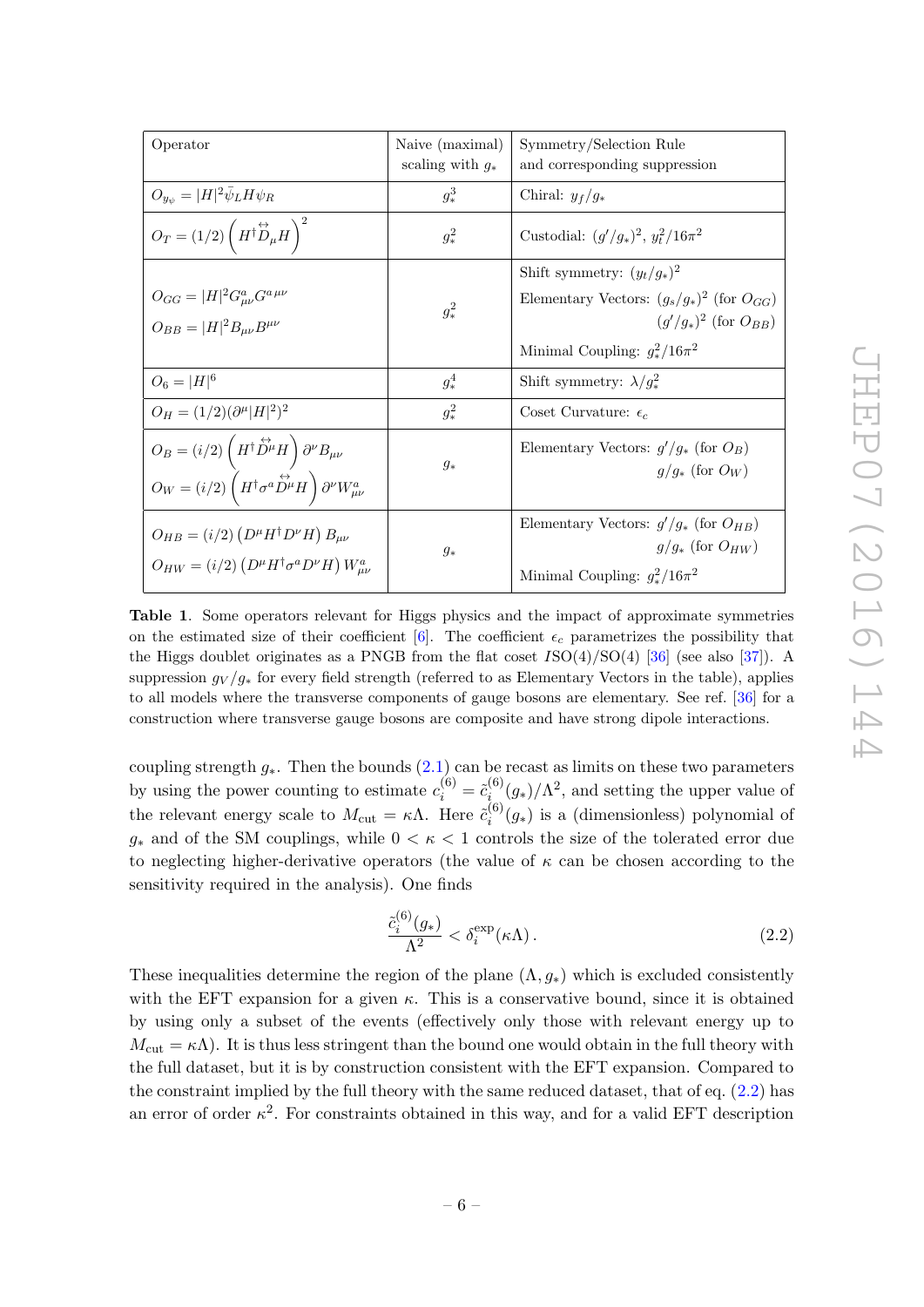| Operator | Naive (maximal) scaling with $g_*$ | Symmetry/Selection Rule and corresponding suppression |
|---|---|---|
| $O_{y_\psi} = \|H\|^2 \bar{\psi}_L H \psi_R$ | $g_*^3$ | Chiral: $y_f/g_*$ |
| $O_T = (1/2)\left(H^\dagger \overleftrightarrow{D}_\mu H\right)^2$ | $g_*^2$ | Custodial: $(g'/g_*)^2$, $y_t^2/16\pi^2$ |
| $O_{GG} = \|H\|^2 G^a_{\mu\nu} G^{a\,\mu\nu}$ <br> $O_{BB} = \|H\|^2 B_{\mu\nu} B^{\mu\nu}$ | $g_*^2$ | Shift symmetry: $(y_t/g_*)^2$ <br> Elementary Vectors: $(g_s/g_*)^2$ (for $O_{GG}$) $(g'/g_*)^2$ (for $O_{BB}$) <br> Minimal Coupling: $g_*^2/16\pi^2$ |
| $O_6 = \|H\|^6$ | $g_*^4$ | Shift symmetry: $\lambda/g_*^2$ |
| $O_H = (1/2)(\partial^\mu \|H\|^2)^2$ | $g_*^2$ | Coset Curvature: $\epsilon_c$ |
| $O_B = (i/2)\left(H^\dagger \overleftrightarrow{D}^\mu H\right) \partial^\nu B_{\mu\nu}$ <br> $O_W = (i/2)\left(H^\dagger \sigma^a \overleftrightarrow{D}^\mu H\right) \partial^\nu W^a_{\mu\nu}$ | $g_*$ | Elementary Vectors: $g'/g_*$ (for $O_B$) $g/g_*$ (for $O_W$) |
| $O_{HB} = (i/2)\left(D^\mu H^\dagger D^\nu H\right) B_{\mu\nu}$ <br> $O_{HW} = (i/2)\left(D^\mu H^\dagger \sigma^a D^\nu H\right) W^a_{\mu\nu}$ | $g_*$ | Elementary Vectors: $g'/g_*$ (for $O_{HB}$) $g/g_*$ (for $O_{HW}$) <br> Minimal Coupling: $g_*^2/16\pi^2$ |

**Table 1**. Some operators relevant for Higgs physics and the impact of approximate symmetries on the estimated size of their coefficient [6]. The coefficient $\epsilon_c$ parametrizes the possibility that the Higgs doublet originates as a PNGB from the flat coset $I$SO(4)/SO(4) [36] (see also [37]). A suppression $g_V/g_*$ for every field strength (referred to as Elementary Vectors in the table), applies to all models where the transverse components of gauge bosons are elementary. See ref. [36] for a construction where transverse gauge bosons are composite and have strong dipole interactions.

coupling strength $g_*$. Then the bounds (2.1) can be recast as limits on these two parameters by using the power counting to estimate $c_i^{(6)} = \tilde{c}_i^{(6)}(g_*)/\Lambda^2$, and setting the upper value of the relevant energy scale to $M_{\rm cut} = \kappa\Lambda$. Here $\tilde{c}_i^{(6)}(g_*)$ is a (dimensionless) polynomial of $g_*$ and of the SM couplings, while $0 < \kappa < 1$ controls the size of the tolerated error due to neglecting higher-derivative operators (the value of $\kappa$ can be chosen according to the sensitivity required in the analysis). One finds

$$\frac{\tilde{c}_i^{(6)}(g_*)}{\Lambda^2} < \delta_i^{\rm exp}(\kappa\Lambda)\,. \tag{2.2}$$

These inequalities determine the region of the plane $(\Lambda, g_*)$ which is excluded consistently with the EFT expansion for a given $\kappa$. This is a conservative bound, since it is obtained by using only a subset of the events (effectively only those with relevant energy up to $M_{\rm cut} = \kappa\Lambda$). It is thus less stringent than the bound one would obtain in the full theory with the full dataset, but it is by construction consistent with the EFT expansion. Compared to the constraint implied by the full theory with the same reduced dataset, that of eq. (2.2) has an error of order $\kappa^2$. For constraints obtained in this way, and for a valid EFT description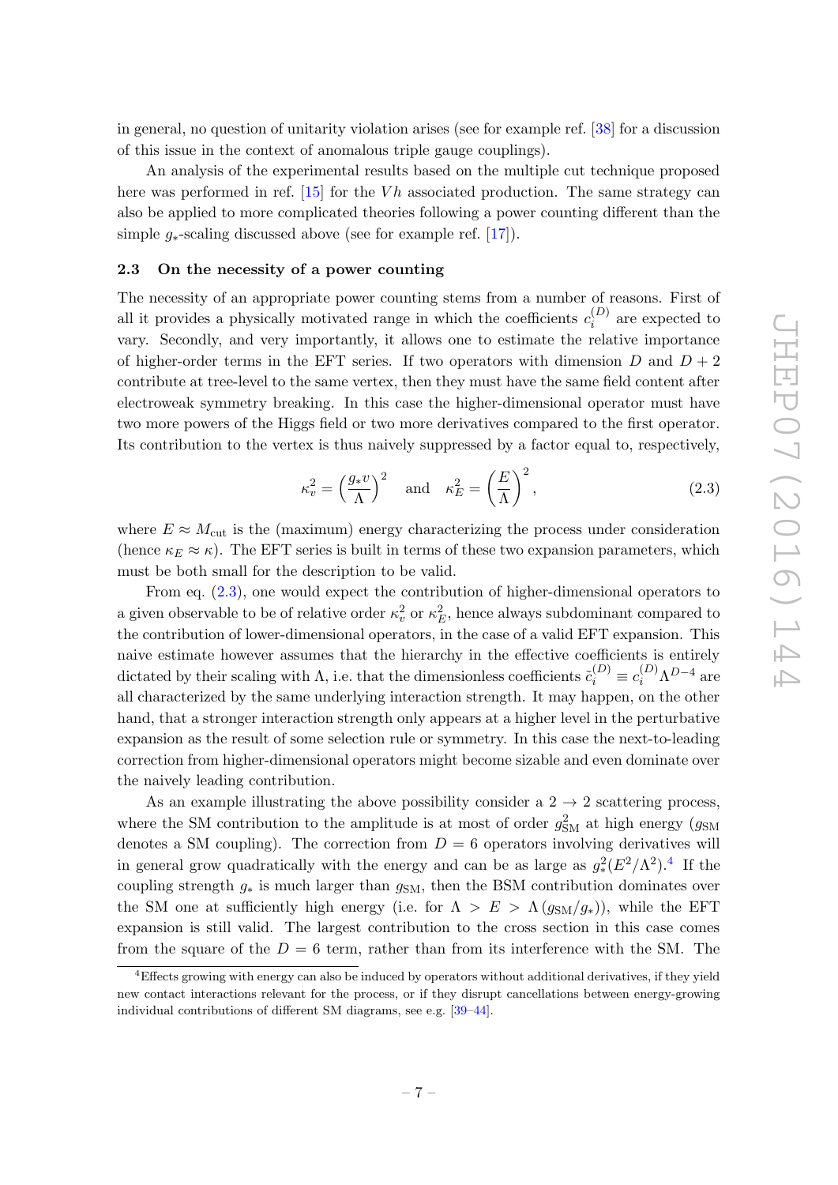in general, no question of unitarity violation arises (see for example ref. [38] for a discussion of this issue in the context of anomalous triple gauge couplings).

An analysis of the experimental results based on the multiple cut technique proposed here was performed in ref. [15] for the $Vh$ associated production. The same strategy can also be applied to more complicated theories following a power counting different than the simple $g_*$-scaling discussed above (see for example ref. [17]).

### 2.3 On the necessity of a power counting

The necessity of an appropriate power counting stems from a number of reasons. First of all it provides a physically motivated range in which the coefficients $c_i^{(D)}$ are expected to vary. Secondly, and very importantly, it allows one to estimate the relative importance of higher-order terms in the EFT series. If two operators with dimension $D$ and $D+2$ contribute at tree-level to the same vertex, then they must have the same field content after electroweak symmetry breaking. In this case the higher-dimensional operator must have two more powers of the Higgs field or two more derivatives compared to the first operator. Its contribution to the vertex is thus naively suppressed by a factor equal to, respectively,

$$\kappa_v^2 = \left(\frac{g_* v}{\Lambda}\right)^2 \quad \text{and} \quad \kappa_E^2 = \left(\frac{E}{\Lambda}\right)^2, \tag{2.3}$$

where $E \approx M_{\text{cut}}$ is the (maximum) energy characterizing the process under consideration (hence $\kappa_E \approx \kappa$). The EFT series is built in terms of these two expansion parameters, which must be both small for the description to be valid.

From eq. (2.3), one would expect the contribution of higher-dimensional operators to a given observable to be of relative order $\kappa_v^2$ or $\kappa_E^2$, hence always subdominant compared to the contribution of lower-dimensional operators, in the case of a valid EFT expansion. This naive estimate however assumes that the hierarchy in the effective coefficients is entirely dictated by their scaling with $\Lambda$, i.e. that the dimensionless coefficients $\tilde{c}_i^{(D)} \equiv c_i^{(D)} \Lambda^{D-4}$ are all characterized by the same underlying interaction strength. It may happen, on the other hand, that a stronger interaction strength only appears at a higher level in the perturbative expansion as the result of some selection rule or symmetry. In this case the next-to-leading correction from higher-dimensional operators might become sizable and even dominate over the naively leading contribution.

As an example illustrating the above possibility consider a $2 \to 2$ scattering process, where the SM contribution to the amplitude is at most of order $g_{\text{SM}}^2$ at high energy ($g_{\text{SM}}$ denotes a SM coupling). The correction from $D=6$ operators involving derivatives will in general grow quadratically with the energy and can be as large as $g_*^2(E^2/\Lambda^2)$.[4] If the coupling strength $g_*$ is much larger than $g_{\text{SM}}$, then the BSM contribution dominates over the SM one at sufficiently high energy (i.e. for $\Lambda > E > \Lambda\,(g_{\text{SM}}/g_*)$), while the EFT expansion is still valid. The largest contribution to the cross section in this case comes from the square of the $D=6$ term, rather than from its interference with the SM. The

[4] Effects growing with energy can also be induced by operators without additional derivatives, if they yield new contact interactions relevant for the process, or if they disrupt cancellations between energy-growing individual contributions of different SM diagrams, see e.g. [39–44].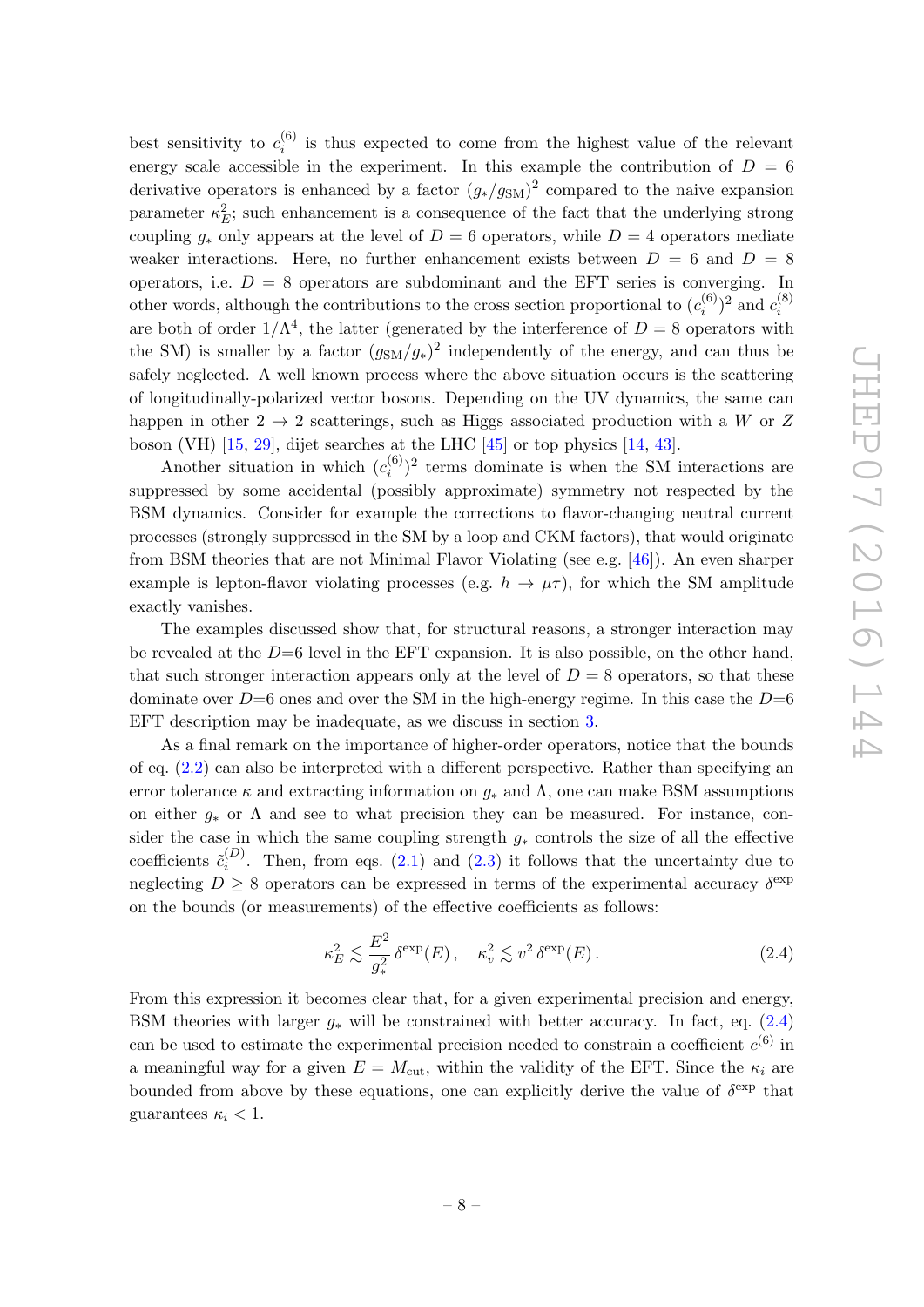best sensitivity to $c_i^{(6)}$ is thus expected to come from the highest value of the relevant energy scale accessible in the experiment. In this example the contribution of $D = 6$ derivative operators is enhanced by a factor $(g_*/g_{\rm SM})^2$ compared to the naive expansion parameter $\kappa_E^2$; such enhancement is a consequence of the fact that the underlying strong coupling $g_*$ only appears at the level of $D = 6$ operators, while $D = 4$ operators mediate weaker interactions. Here, no further enhancement exists between $D = 6$ and $D = 8$ operators, i.e. $D = 8$ operators are subdominant and the EFT series is converging. In other words, although the contributions to the cross section proportional to $(c_i^{(6)})^2$ and $c_i^{(8)}$ are both of order $1/\Lambda^4$, the latter (generated by the interference of $D = 8$ operators with the SM) is smaller by a factor $(g_{\rm SM}/g_*)^2$ independently of the energy, and can thus be safely neglected. A well known process where the above situation occurs is the scattering of longitudinally-polarized vector bosons. Depending on the UV dynamics, the same can happen in other $2 \to 2$ scatterings, such as Higgs associated production with a $W$ or $Z$ boson (VH) [15, 29], dijet searches at the LHC [45] or top physics [14, 43].

Another situation in which $(c_i^{(6)})^2$ terms dominate is when the SM interactions are suppressed by some accidental (possibly approximate) symmetry not respected by the BSM dynamics. Consider for example the corrections to flavor-changing neutral current processes (strongly suppressed in the SM by a loop and CKM factors), that would originate from BSM theories that are not Minimal Flavor Violating (see e.g. [46]). An even sharper example is lepton-flavor violating processes (e.g. $h \to \mu\tau$), for which the SM amplitude exactly vanishes.

The examples discussed show that, for structural reasons, a stronger interaction may be revealed at the $D$=6 level in the EFT expansion. It is also possible, on the other hand, that such stronger interaction appears only at the level of $D = 8$ operators, so that these dominate over $D$=6 ones and over the SM in the high-energy regime. In this case the $D$=6 EFT description may be inadequate, as we discuss in section 3.

As a final remark on the importance of higher-order operators, notice that the bounds of eq. (2.2) can also be interpreted with a different perspective. Rather than specifying an error tolerance $\kappa$ and extracting information on $g_*$ and $\Lambda$, one can make BSM assumptions on either $g_*$ or $\Lambda$ and see to what precision they can be measured. For instance, consider the case in which the same coupling strength $g_*$ controls the size of all the effective coefficients $\tilde{c}_i^{(D)}$. Then, from eqs. (2.1) and (2.3) it follows that the uncertainty due to neglecting $D \geq 8$ operators can be expressed in terms of the experimental accuracy $\delta^{\rm exp}$ on the bounds (or measurements) of the effective coefficients as follows:

$$\kappa_E^2 \lesssim \frac{E^2}{g_*^2}\,\delta^{\rm exp}(E)\,, \quad \kappa_v^2 \lesssim v^2\,\delta^{\rm exp}(E)\,. \tag{2.4}$$

From this expression it becomes clear that, for a given experimental precision and energy, BSM theories with larger $g_*$ will be constrained with better accuracy. In fact, eq. (2.4) can be used to estimate the experimental precision needed to constrain a coefficient $c^{(6)}$ in a meaningful way for a given $E = M_{\rm cut}$, within the validity of the EFT. Since the $\kappa_i$ are bounded from above by these equations, one can explicitly derive the value of $\delta^{\rm exp}$ that guarantees $\kappa_i < 1$.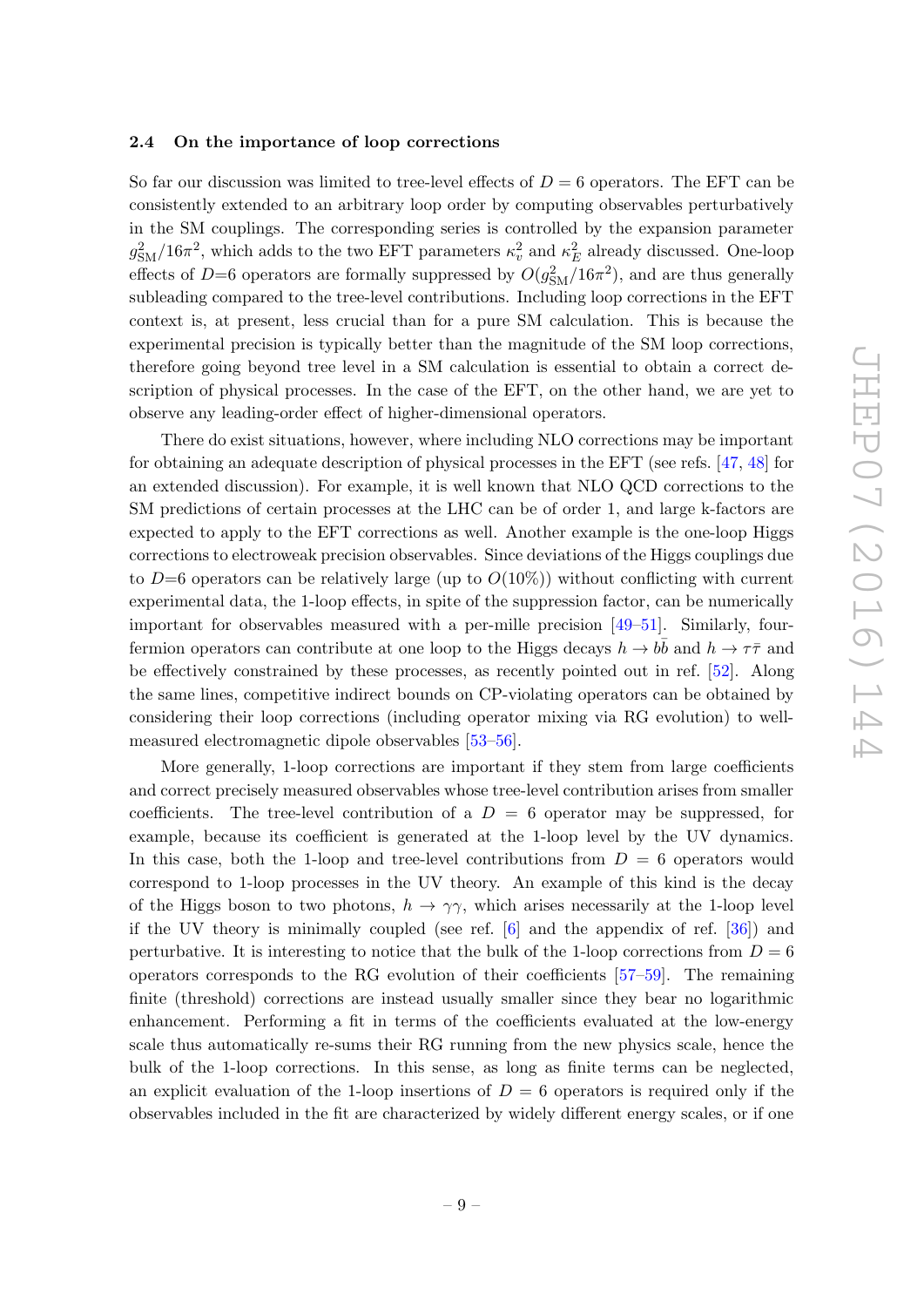### 2.4 On the importance of loop corrections

So far our discussion was limited to tree-level effects of $D = 6$ operators. The EFT can be consistently extended to an arbitrary loop order by computing observables perturbatively in the SM couplings. The corresponding series is controlled by the expansion parameter $g_{\rm SM}^2/16\pi^2$, which adds to the two EFT parameters $\kappa_v^2$ and $\kappa_E^2$ already discussed. One-loop effects of $D$=6 operators are formally suppressed by $O(g_{\rm SM}^2/16\pi^2)$, and are thus generally subleading compared to the tree-level contributions. Including loop corrections in the EFT context is, at present, less crucial than for a pure SM calculation. This is because the experimental precision is typically better than the magnitude of the SM loop corrections, therefore going beyond tree level in a SM calculation is essential to obtain a correct description of physical processes. In the case of the EFT, on the other hand, we are yet to observe any leading-order effect of higher-dimensional operators.

There do exist situations, however, where including NLO corrections may be important for obtaining an adequate description of physical processes in the EFT (see refs. [47, 48] for an extended discussion). For example, it is well known that NLO QCD corrections to the SM predictions of certain processes at the LHC can be of order 1, and large k-factors are expected to apply to the EFT corrections as well. Another example is the one-loop Higgs corrections to electroweak precision observables. Since deviations of the Higgs couplings due to $D$=6 operators can be relatively large (up to $O(10\%)$) without conflicting with current experimental data, the 1-loop effects, in spite of the suppression factor, can be numerically important for observables measured with a per-mille precision [49–51]. Similarly, four-fermion operators can contribute at one loop to the Higgs decays $h \to b\bar{b}$ and $h \to \tau\bar{\tau}$ and be effectively constrained by these processes, as recently pointed out in ref. [52]. Along the same lines, competitive indirect bounds on CP-violating operators can be obtained by considering their loop corrections (including operator mixing via RG evolution) to well-measured electromagnetic dipole observables [53–56].

More generally, 1-loop corrections are important if they stem from large coefficients and correct precisely measured observables whose tree-level contribution arises from smaller coefficients. The tree-level contribution of a $D = 6$ operator may be suppressed, for example, because its coefficient is generated at the 1-loop level by the UV dynamics. In this case, both the 1-loop and tree-level contributions from $D = 6$ operators would correspond to 1-loop processes in the UV theory. An example of this kind is the decay of the Higgs boson to two photons, $h \to \gamma\gamma$, which arises necessarily at the 1-loop level if the UV theory is minimally coupled (see ref. [6] and the appendix of ref. [36]) and perturbative. It is interesting to notice that the bulk of the 1-loop corrections from $D = 6$ operators corresponds to the RG evolution of their coefficients [57–59]. The remaining finite (threshold) corrections are instead usually smaller since they bear no logarithmic enhancement. Performing a fit in terms of the coefficients evaluated at the low-energy scale thus automatically re-sums their RG running from the new physics scale, hence the bulk of the 1-loop corrections. In this sense, as long as finite terms can be neglected, an explicit evaluation of the 1-loop insertions of $D = 6$ operators is required only if the observables included in the fit are characterized by widely different energy scales, or if one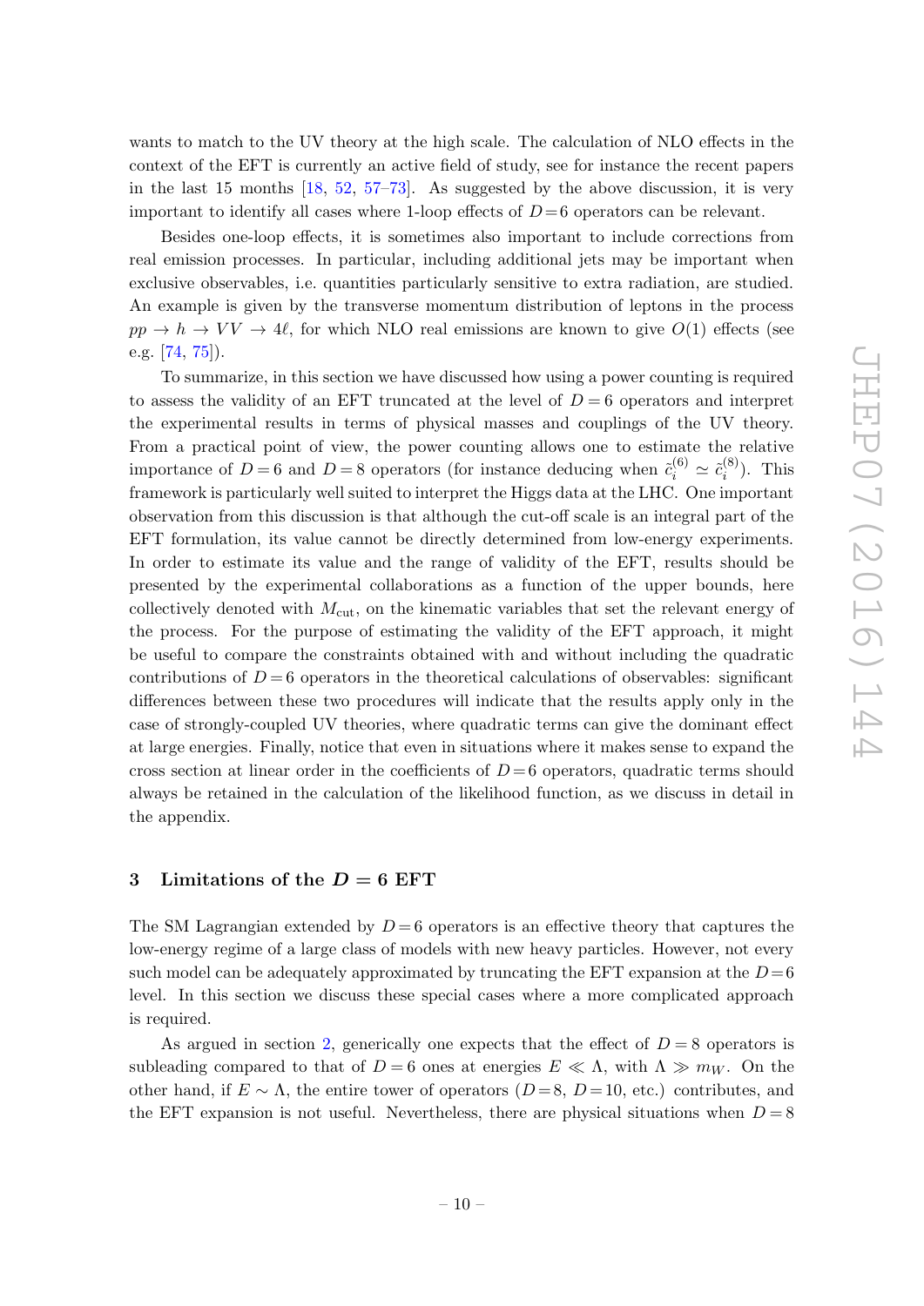wants to match to the UV theory at the high scale. The calculation of NLO effects in the context of the EFT is currently an active field of study, see for instance the recent papers in the last 15 months [18, 52, 57–73]. As suggested by the above discussion, it is very important to identify all cases where 1-loop effects of $D=6$ operators can be relevant.

Besides one-loop effects, it is sometimes also important to include corrections from real emission processes. In particular, including additional jets may be important when exclusive observables, i.e. quantities particularly sensitive to extra radiation, are studied. An example is given by the transverse momentum distribution of leptons in the process $pp \to h \to VV \to 4\ell$, for which NLO real emissions are known to give $O(1)$ effects (see e.g. [74, 75]).

To summarize, in this section we have discussed how using a power counting is required to assess the validity of an EFT truncated at the level of $D=6$ operators and interpret the experimental results in terms of physical masses and couplings of the UV theory. From a practical point of view, the power counting allows one to estimate the relative importance of $D=6$ and $D=8$ operators (for instance deducing when $\tilde{c}_i^{(6)} \simeq \tilde{c}_i^{(8)}$). This framework is particularly well suited to interpret the Higgs data at the LHC. One important observation from this discussion is that although the cut-off scale is an integral part of the EFT formulation, its value cannot be directly determined from low-energy experiments. In order to estimate its value and the range of validity of the EFT, results should be presented by the experimental collaborations as a function of the upper bounds, here collectively denoted with $M_{\rm cut}$, on the kinematic variables that set the relevant energy of the process. For the purpose of estimating the validity of the EFT approach, it might be useful to compare the constraints obtained with and without including the quadratic contributions of $D=6$ operators in the theoretical calculations of observables: significant differences between these two procedures will indicate that the results apply only in the case of strongly-coupled UV theories, where quadratic terms can give the dominant effect at large energies. Finally, notice that even in situations where it makes sense to expand the cross section at linear order in the coefficients of $D=6$ operators, quadratic terms should always be retained in the calculation of the likelihood function, as we discuss in detail in the appendix.

## 3 Limitations of the $D = 6$ EFT

The SM Lagrangian extended by $D=6$ operators is an effective theory that captures the low-energy regime of a large class of models with new heavy particles. However, not every such model can be adequately approximated by truncating the EFT expansion at the $D=6$ level. In this section we discuss these special cases where a more complicated approach is required.

As argued in section 2, generically one expects that the effect of $D=8$ operators is subleading compared to that of $D=6$ ones at energies $E \ll \Lambda$, with $\Lambda \gg m_W$. On the other hand, if $E \sim \Lambda$, the entire tower of operators ($D=8$, $D=10$, etc.) contributes, and the EFT expansion is not useful. Nevertheless, there are physical situations when $D=8$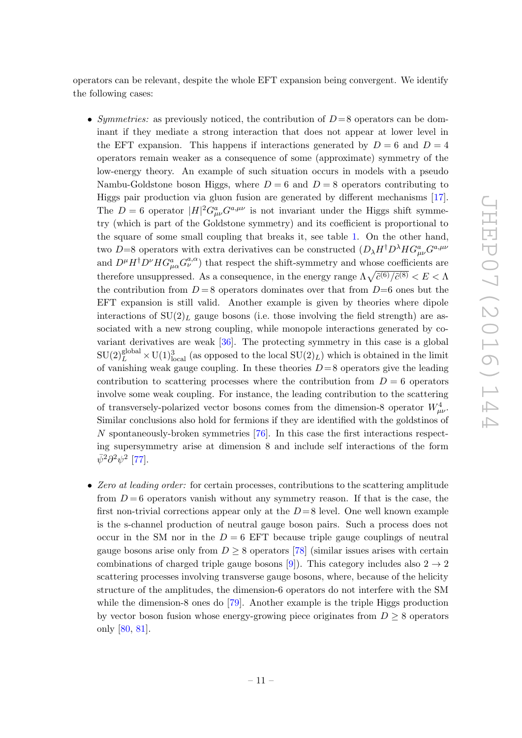operators can be relevant, despite the whole EFT expansion being convergent. We identify the following cases:

- *Symmetries:* as previously noticed, the contribution of $D=8$ operators can be dominant if they mediate a strong interaction that does not appear at lower level in the EFT expansion. This happens if interactions generated by $D=6$ and $D=4$ operators remain weaker as a consequence of some (approximate) symmetry of the low-energy theory. An example of such situation occurs in models with a pseudo Nambu-Goldstone boson Higgs, where $D=6$ and $D=8$ operators contributing to Higgs pair production via gluon fusion are generated by different mechanisms [17]. The $D=6$ operator $|H|^2 G^a_{\mu\nu} G^{a,\mu\nu}$ is not invariant under the Higgs shift symmetry (which is part of the Goldstone symmetry) and its coefficient is proportional to the square of some small coupling that breaks it, see table 1. On the other hand, two $D=8$ operators with extra derivatives can be constructed ($D_\lambda H^\dagger D^\lambda H G^a_{\mu\nu} G^{a,\mu\nu}$ and $D^\mu H^\dagger D^\nu H G^a_{\mu\alpha} G^{a,\alpha}_\nu$) that respect the shift-symmetry and whose coefficients are therefore unsuppressed. As a consequence, in the energy range $\Lambda\sqrt{\tilde{c}^{(6)}/\tilde{c}^{(8)}} < E < \Lambda$ the contribution from $D=8$ operators dominates over that from $D=6$ ones but the EFT expansion is still valid. Another example is given by theories where dipole interactions of $\mathrm{SU}(2)_L$ gauge bosons (i.e. those involving the field strength) are associated with a new strong coupling, while monopole interactions generated by covariant derivatives are weak [36]. The protecting symmetry in this case is a global $\mathrm{SU}(2)_L^{\mathrm{global}} \times \mathrm{U}(1)^3_{\mathrm{local}}$ (as opposed to the local $\mathrm{SU}(2)_L$) which is obtained in the limit of vanishing weak gauge coupling. In these theories $D=8$ operators give the leading contribution to scattering processes where the contribution from $D=6$ operators involve some weak coupling. For instance, the leading contribution to the scattering of transversely-polarized vector bosons comes from the dimension-8 operator $W^4_{\mu\nu}$. Similar conclusions also hold for fermions if they are identified with the goldstinos of $N$ spontaneously-broken symmetries [76]. In this case the first interactions respecting supersymmetry arise at dimension 8 and include self interactions of the form $\bar{\psi}^2 \partial^2 \psi^2$ [77].

- *Zero at leading order:* for certain processes, contributions to the scattering amplitude from $D=6$ operators vanish without any symmetry reason. If that is the case, the first non-trivial corrections appear only at the $D=8$ level. One well known example is the s-channel production of neutral gauge boson pairs. Such a process does not occur in the SM nor in the $D=6$ EFT because triple gauge couplings of neutral gauge bosons arise only from $D \geq 8$ operators [78] (similar issues arises with certain combinations of charged triple gauge bosons [9]). This category includes also $2 \to 2$ scattering processes involving transverse gauge bosons, where, because of the helicity structure of the amplitudes, the dimension-6 operators do not interfere with the SM while the dimension-8 ones do [79]. Another example is the triple Higgs production by vector boson fusion whose energy-growing piece originates from $D \geq 8$ operators only [80, 81].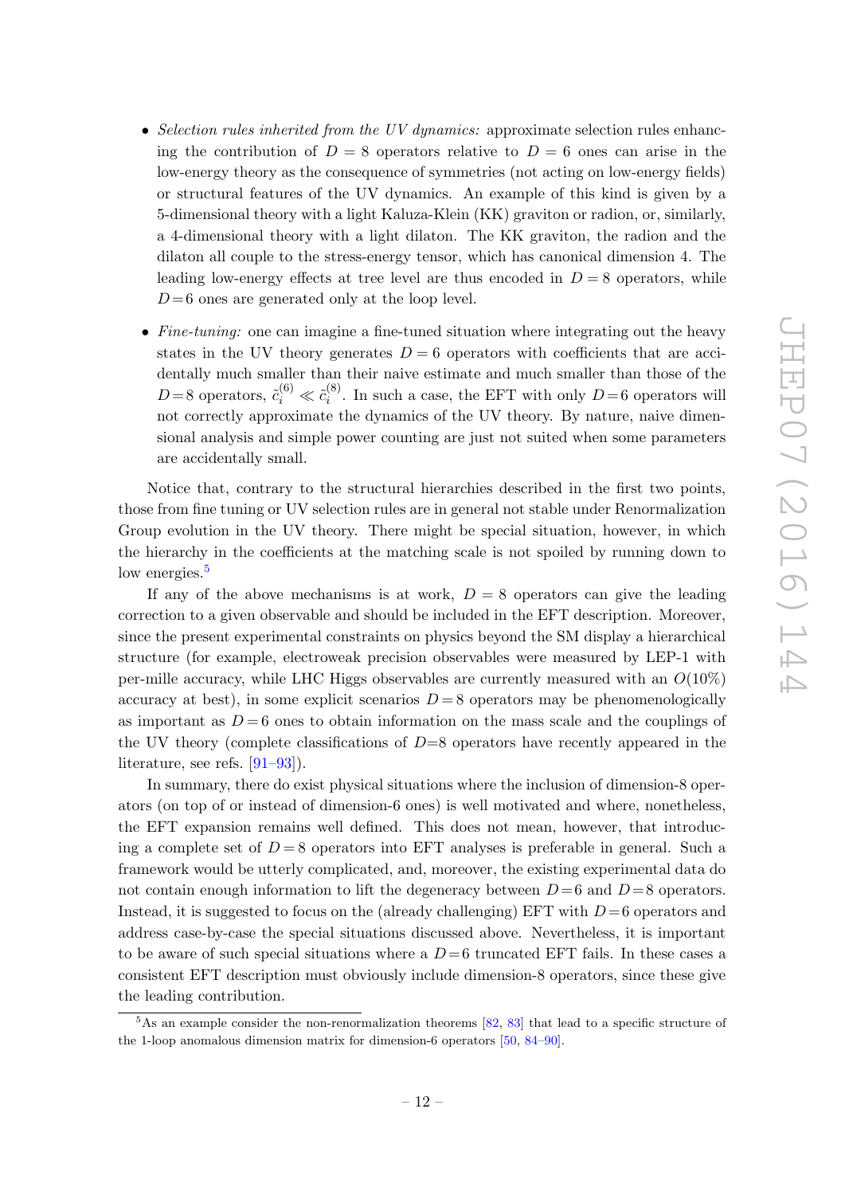- *Selection rules inherited from the UV dynamics:* approximate selection rules enhancing the contribution of $D = 8$ operators relative to $D = 6$ ones can arise in the low-energy theory as the consequence of symmetries (not acting on low-energy fields) or structural features of the UV dynamics. An example of this kind is given by a 5-dimensional theory with a light Kaluza-Klein (KK) graviton or radion, or, similarly, a 4-dimensional theory with a light dilaton. The KK graviton, the radion and the dilaton all couple to the stress-energy tensor, which has canonical dimension 4. The leading low-energy effects at tree level are thus encoded in $D = 8$ operators, while $D = 6$ ones are generated only at the loop level.

- *Fine-tuning:* one can imagine a fine-tuned situation where integrating out the heavy states in the UV theory generates $D = 6$ operators with coefficients that are accidentally much smaller than their naive estimate and much smaller than those of the $D = 8$ operators, $\tilde{c}_i^{(6)} \ll \tilde{c}_i^{(8)}$. In such a case, the EFT with only $D = 6$ operators will not correctly approximate the dynamics of the UV theory. By nature, naive dimensional analysis and simple power counting are just not suited when some parameters are accidentally small.

Notice that, contrary to the structural hierarchies described in the first two points, those from fine tuning or UV selection rules are in general not stable under Renormalization Group evolution in the UV theory. There might be special situation, however, in which the hierarchy in the coefficients at the matching scale is not spoiled by running down to low energies.[5]

If any of the above mechanisms is at work, $D = 8$ operators can give the leading correction to a given observable and should be included in the EFT description. Moreover, since the present experimental constraints on physics beyond the SM display a hierarchical structure (for example, electroweak precision observables were measured by LEP-1 with per-mille accuracy, while LHC Higgs observables are currently measured with an $O(10\%)$ accuracy at best), in some explicit scenarios $D = 8$ operators may be phenomenologically as important as $D = 6$ ones to obtain information on the mass scale and the couplings of the UV theory (complete classifications of $D$=8 operators have recently appeared in the literature, see refs. [91–93]).

In summary, there do exist physical situations where the inclusion of dimension-8 operators (on top of or instead of dimension-6 ones) is well motivated and where, nonetheless, the EFT expansion remains well defined. This does not mean, however, that introducing a complete set of $D = 8$ operators into EFT analyses is preferable in general. Such a framework would be utterly complicated, and, moreover, the existing experimental data do not contain enough information to lift the degeneracy between $D = 6$ and $D = 8$ operators. Instead, it is suggested to focus on the (already challenging) EFT with $D = 6$ operators and address case-by-case the special situations discussed above. Nevertheless, it is important to be aware of such special situations where a $D = 6$ truncated EFT fails. In these cases a consistent EFT description must obviously include dimension-8 operators, since these give the leading contribution.

---

[5] As an example consider the non-renormalization theorems [82, 83] that lead to a specific structure of the 1-loop anomalous dimension matrix for dimension-6 operators [50, 84–90].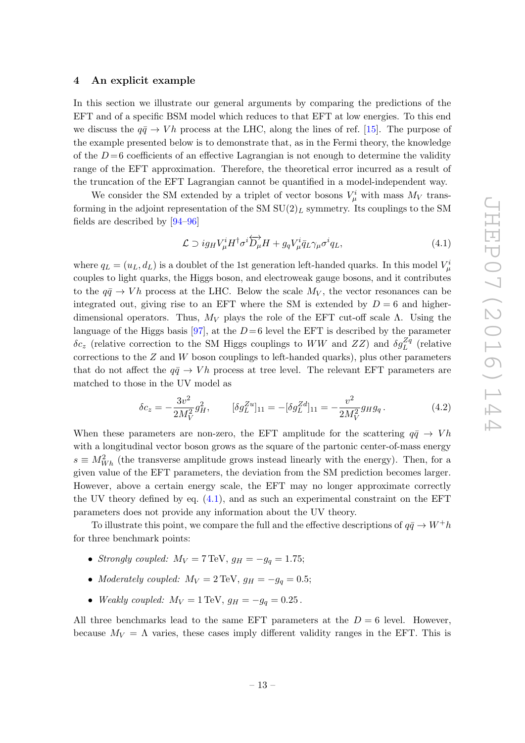## 4 An explicit example

In this section we illustrate our general arguments by comparing the predictions of the EFT and of a specific BSM model which reduces to that EFT at low energies. To this end we discuss the $q\bar{q} \to Vh$ process at the LHC, along the lines of ref. [15]. The purpose of the example presented below is to demonstrate that, as in the Fermi theory, the knowledge of the $D\!=\!6$ coefficients of an effective Lagrangian is not enough to determine the validity range of the EFT approximation. Therefore, the theoretical error incurred as a result of the truncation of the EFT Lagrangian cannot be quantified in a model-independent way.

We consider the SM extended by a triplet of vector bosons $V^i_\mu$ with mass $M_V$ transforming in the adjoint representation of the SM $\mathrm{SU}(2)_L$ symmetry. Its couplings to the SM fields are described by [94–96]

$$\mathcal{L} \supset i g_H V^i_\mu H^\dagger \sigma^i \overleftrightarrow{D}_\mu H + g_q V^i_\mu \bar{q}_L \gamma_\mu \sigma^i q_L, \tag{4.1}$$

where $q_L = (u_L, d_L)$ is a doublet of the 1st generation left-handed quarks. In this model $V^i_\mu$ couples to light quarks, the Higgs boson, and electroweak gauge bosons, and it contributes to the $q\bar{q} \to Vh$ process at the LHC. Below the scale $M_V$, the vector resonances can be integrated out, giving rise to an EFT where the SM is extended by $D = 6$ and higher-dimensional operators. Thus, $M_V$ plays the role of the EFT cut-off scale $\Lambda$. Using the language of the Higgs basis [97], at the $D\!=\!6$ level the EFT is described by the parameter $\delta c_z$ (relative correction to the SM Higgs couplings to $WW$ and $ZZ$) and $\delta g_L^{Zq}$ (relative corrections to the $Z$ and $W$ boson couplings to left-handed quarks), plus other parameters that do not affect the $q\bar{q} \to Vh$ process at tree level. The relevant EFT parameters are matched to those in the UV model as

$$\delta c_z = -\frac{3v^2}{2M_V^2} g_H^2, \qquad [\delta g_L^{Zu}]_{11} = -[\delta g_L^{Zd}]_{11} = -\frac{v^2}{2M_V^2} g_H g_q \,. \tag{4.2}$$

When these parameters are non-zero, the EFT amplitude for the scattering $q\bar{q} \to Vh$ with a longitudinal vector boson grows as the square of the partonic center-of-mass energy $s \equiv M_{Wh}^2$ (the transverse amplitude grows instead linearly with the energy). Then, for a given value of the EFT parameters, the deviation from the SM prediction becomes larger. However, above a certain energy scale, the EFT may no longer approximate correctly the UV theory defined by eq. (4.1), and as such an experimental constraint on the EFT parameters does not provide any information about the UV theory.

To illustrate this point, we compare the full and the effective descriptions of $q\bar{q} \to W^+h$ for three benchmark points:

- *Strongly coupled:* $M_V = 7\,\mathrm{TeV}$, $g_H = -g_q = 1.75$;
- *Moderately coupled:* $M_V = 2\,\mathrm{TeV}$, $g_H = -g_q = 0.5$;
- *Weakly coupled:* $M_V = 1\,\mathrm{TeV}$, $g_H = -g_q = 0.25$.

All three benchmarks lead to the same EFT parameters at the $D = 6$ level. However, because $M_V = \Lambda$ varies, these cases imply different validity ranges in the EFT. This is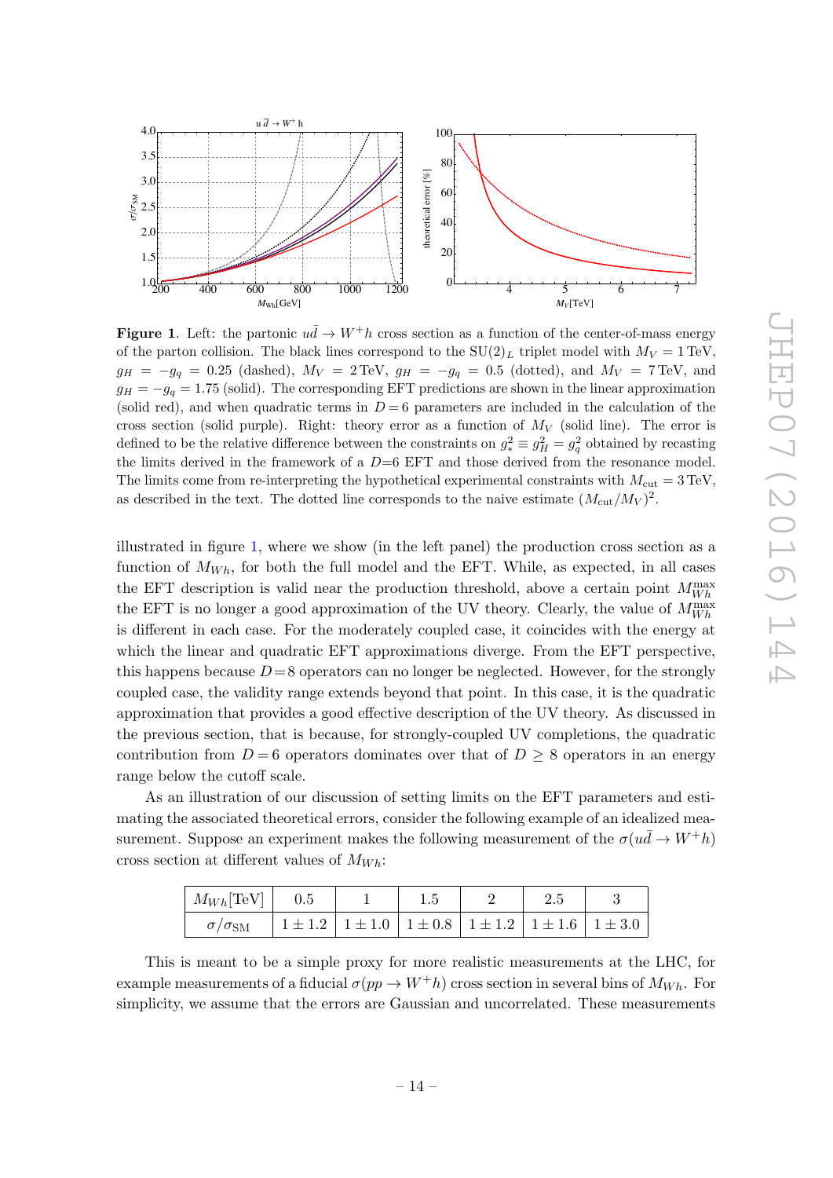**Figure 1**. Left: the partonic $u\bar{d} \to W^+h$ cross section as a function of the center-of-mass energy of the parton collision. The black lines correspond to the SU(2)$_L$ triplet model with $M_V = 1\,\text{TeV}$, $g_H = -g_q = 0.25$ (dashed), $M_V = 2\,\text{TeV}$, $g_H = -g_q = 0.5$ (dotted), and $M_V = 7\,\text{TeV}$, and $g_H = -g_q = 1.75$ (solid). The corresponding EFT predictions are shown in the linear approximation (solid red), and when quadratic terms in $D = 6$ parameters are included in the calculation of the cross section (solid purple). Right: theory error as a function of $M_V$ (solid line). The error is defined to be the relative difference between the constraints on $g_*^2 \equiv g_H^2 = g_q^2$ obtained by recasting the limits derived in the framework of a $D$=6 EFT and those derived from the resonance model. The limits come from re-interpreting the hypothetical experimental constraints with $M_{\text{cut}} = 3\,\text{TeV}$, as described in the text. The dotted line corresponds to the naive estimate $(M_{\text{cut}}/M_V)^2$.

illustrated in figure 1, where we show (in the left panel) the production cross section as a function of $M_{Wh}$, for both the full model and the EFT. While, as expected, in all cases the EFT description is valid near the production threshold, above a certain point $M_{Wh}^{\max}$ the EFT is no longer a good approximation of the UV theory. Clearly, the value of $M_{Wh}^{\max}$ is different in each case. For the moderately coupled case, it coincides with the energy at which the linear and quadratic EFT approximations diverge. From the EFT perspective, this happens because $D = 8$ operators can no longer be neglected. However, for the strongly coupled case, the validity range extends beyond that point. In this case, it is the quadratic approximation that provides a good effective description of the UV theory. As discussed in the previous section, that is because, for strongly-coupled UV completions, the quadratic contribution from $D = 6$ operators dominates over that of $D \geq 8$ operators in an energy range below the cutoff scale.

As an illustration of our discussion of setting limits on the EFT parameters and estimating the associated theoretical errors, consider the following example of an idealized measurement. Suppose an experiment makes the following measurement of the $\sigma(u\bar{d} \to W^+h)$ cross section at different values of $M_{Wh}$:

| $M_{Wh}$[TeV] | 0.5 | 1 | 1.5 | 2 | 2.5 | 3 |
|---|---|---|---|---|---|---|
| $\sigma/\sigma_{\text{SM}}$ | $1 \pm 1.2$ | $1 \pm 1.0$ | $1 \pm 0.8$ | $1 \pm 1.2$ | $1 \pm 1.6$ | $1 \pm 3.0$ |

This is meant to be a simple proxy for more realistic measurements at the LHC, for example measurements of a fiducial $\sigma(pp \to W^+h)$ cross section in several bins of $M_{Wh}$. For simplicity, we assume that the errors are Gaussian and uncorrelated. These measurements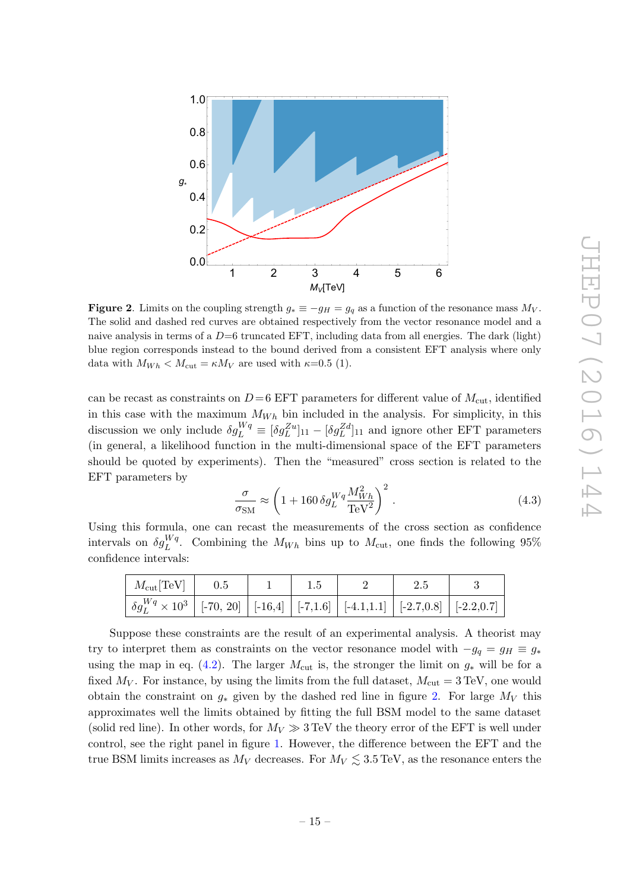**Figure 2**. Limits on the coupling strength $g_* \equiv -g_H = g_q$ as a function of the resonance mass $M_V$. The solid and dashed red curves are obtained respectively from the vector resonance model and a naive analysis in terms of a $D=6$ truncated EFT, including data from all energies. The dark (light) blue region corresponds instead to the bound derived from a consistent EFT analysis where only data with $M_{Wh} < M_{\rm cut} = \kappa M_V$ are used with $\kappa$=0.5 (1).

can be recast as constraints on $D=6$ EFT parameters for different value of $M_{\rm cut}$, identified in this case with the maximum $M_{Wh}$ bin included in the analysis. For simplicity, in this discussion we only include $\delta g_L^{Wq} \equiv [\delta g_L^{Zu}]_{11} - [\delta g_L^{Zd}]_{11}$ and ignore other EFT parameters (in general, a likelihood function in the multi-dimensional space of the EFT parameters should be quoted by experiments). Then the "measured" cross section is related to the EFT parameters by

$$\frac{\sigma}{\sigma_{\rm SM}} \approx \left(1 + 160\, \delta g_L^{Wq} \frac{M_{Wh}^2}{\rm TeV^2}\right)^2 . \tag{4.3}$$

Using this formula, one can recast the measurements of the cross section as confidence intervals on $\delta g_L^{Wq}$. Combining the $M_{Wh}$ bins up to $M_{\rm cut}$, one finds the following 95% confidence intervals:

| $M_{\rm cut}$[TeV] | 0.5 | 1 | 1.5 | 2 | 2.5 | 3 |
|---|---|---|---|---|---|---|
| $\delta g_L^{Wq} \times 10^3$ | [-70, 20] | [-16,4] | [-7,1.6] | [-4.1,1.1] | [-2.7,0.8] | [-2.2,0.7] |

Suppose these constraints are the result of an experimental analysis. A theorist may try to interpret them as constraints on the vector resonance model with $-g_q = g_H \equiv g_*$ using the map in eq. (4.2). The larger $M_{\rm cut}$ is, the stronger the limit on $g_*$ will be for a fixed $M_V$. For instance, by using the limits from the full dataset, $M_{\rm cut} = 3\,$TeV, one would obtain the constraint on $g_*$ given by the dashed red line in figure 2. For large $M_V$ this approximates well the limits obtained by fitting the full BSM model to the same dataset (solid red line). In other words, for $M_V \gg 3\,$TeV the theory error of the EFT is well under control, see the right panel in figure 1. However, the difference between the EFT and the true BSM limits increases as $M_V$ decreases. For $M_V \lesssim 3.5\,$TeV, as the resonance enters the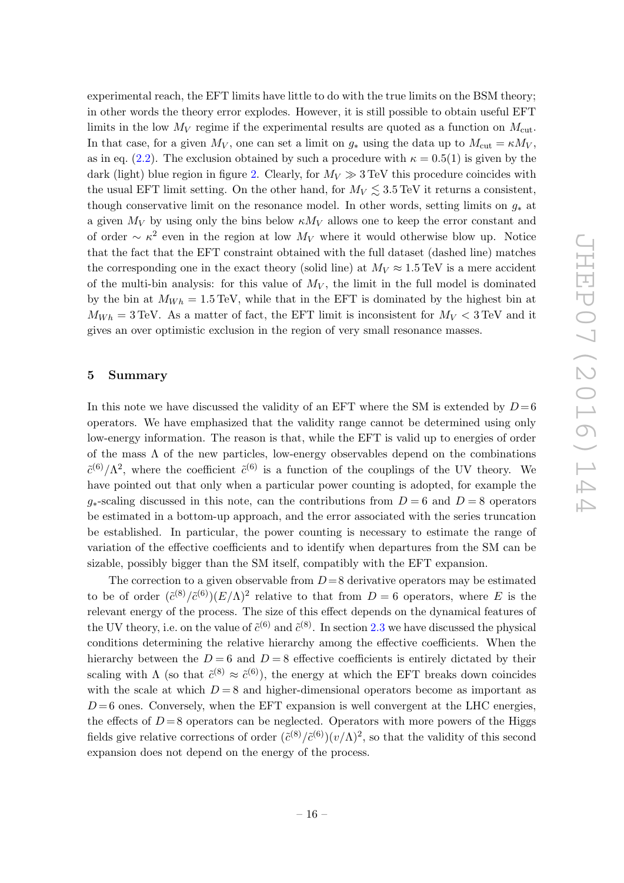experimental reach, the EFT limits have little to do with the true limits on the BSM theory; in other words the theory error explodes. However, it is still possible to obtain useful EFT limits in the low $M_V$ regime if the experimental results are quoted as a function on $M_{\rm cut}$. In that case, for a given $M_V$, one can set a limit on $g_*$ using the data up to $M_{\rm cut} = \kappa M_V$, as in eq. (2.2). The exclusion obtained by such a procedure with $\kappa = 0.5(1)$ is given by the dark (light) blue region in figure 2. Clearly, for $M_V \gg 3\,\text{TeV}$ this procedure coincides with the usual EFT limit setting. On the other hand, for $M_V \lesssim 3.5\,\text{TeV}$ it returns a consistent, though conservative limit on the resonance model. In other words, setting limits on $g_*$ at a given $M_V$ by using only the bins below $\kappa M_V$ allows one to keep the error constant and of order $\sim \kappa^2$ even in the region at low $M_V$ where it would otherwise blow up. Notice that the fact that the EFT constraint obtained with the full dataset (dashed line) matches the corresponding one in the exact theory (solid line) at $M_V \approx 1.5\,\text{TeV}$ is a mere accident of the multi-bin analysis: for this value of $M_V$, the limit in the full model is dominated by the bin at $M_{Wh} = 1.5\,\text{TeV}$, while that in the EFT is dominated by the highest bin at $M_{Wh} = 3\,\text{TeV}$. As a matter of fact, the EFT limit is inconsistent for $M_V < 3\,\text{TeV}$ and it gives an over optimistic exclusion in the region of very small resonance masses.

## 5 Summary

In this note we have discussed the validity of an EFT where the SM is extended by $D=6$ operators. We have emphasized that the validity range cannot be determined using only low-energy information. The reason is that, while the EFT is valid up to energies of order of the mass $\Lambda$ of the new particles, low-energy observables depend on the combinations $\tilde{c}^{(6)}/\Lambda^2$, where the coefficient $\tilde{c}^{(6)}$ is a function of the couplings of the UV theory. We have pointed out that only when a particular power counting is adopted, for example the $g_*$-scaling discussed in this note, can the contributions from $D=6$ and $D=8$ operators be estimated in a bottom-up approach, and the error associated with the series truncation be established. In particular, the power counting is necessary to estimate the range of variation of the effective coefficients and to identify when departures from the SM can be sizable, possibly bigger than the SM itself, compatibly with the EFT expansion.

The correction to a given observable from $D=8$ derivative operators may be estimated to be of order $(\tilde{c}^{(8)}/\tilde{c}^{(6)})(E/\Lambda)^2$ relative to that from $D=6$ operators, where $E$ is the relevant energy of the process. The size of this effect depends on the dynamical features of the UV theory, i.e. on the value of $\tilde{c}^{(6)}$ and $\tilde{c}^{(8)}$. In section 2.3 we have discussed the physical conditions determining the relative hierarchy among the effective coefficients. When the hierarchy between the $D=6$ and $D=8$ effective coefficients is entirely dictated by their scaling with $\Lambda$ (so that $\tilde{c}^{(8)} \approx \tilde{c}^{(6)}$), the energy at which the EFT breaks down coincides with the scale at which $D=8$ and higher-dimensional operators become as important as $D=6$ ones. Conversely, when the EFT expansion is well convergent at the LHC energies, the effects of $D=8$ operators can be neglected. Operators with more powers of the Higgs fields give relative corrections of order $(\tilde{c}^{(8)}/\tilde{c}^{(6)})(v/\Lambda)^2$, so that the validity of this second expansion does not depend on the energy of the process.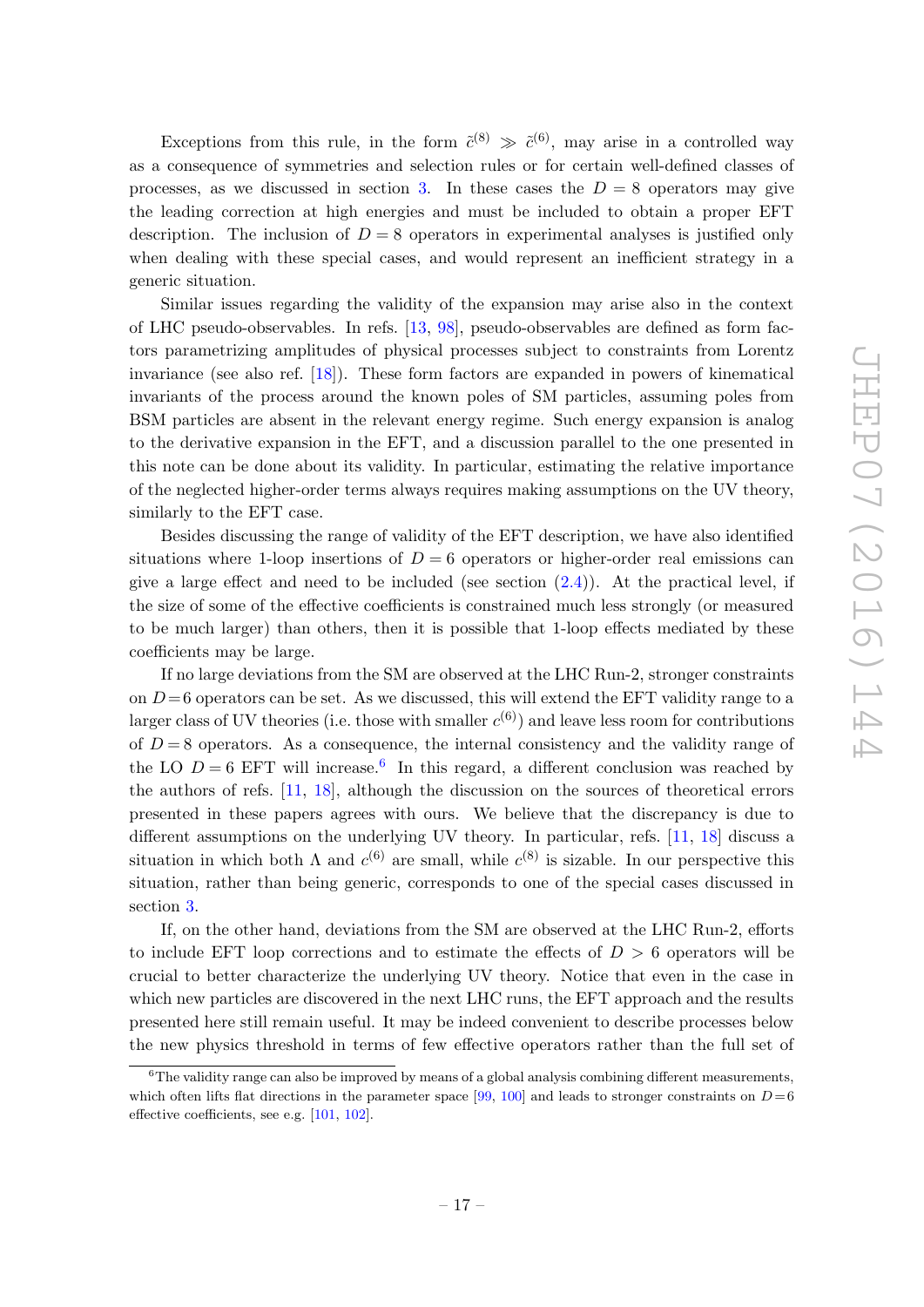Exceptions from this rule, in the form $\tilde{c}^{(8)} \gg \tilde{c}^{(6)}$, may arise in a controlled way as a consequence of symmetries and selection rules or for certain well-defined classes of processes, as we discussed in section 3. In these cases the $D = 8$ operators may give the leading correction at high energies and must be included to obtain a proper EFT description. The inclusion of $D = 8$ operators in experimental analyses is justified only when dealing with these special cases, and would represent an inefficient strategy in a generic situation.

Similar issues regarding the validity of the expansion may arise also in the context of LHC pseudo-observables. In refs. [13, 98], pseudo-observables are defined as form factors parametrizing amplitudes of physical processes subject to constraints from Lorentz invariance (see also ref. [18]). These form factors are expanded in powers of kinematical invariants of the process around the known poles of SM particles, assuming poles from BSM particles are absent in the relevant energy regime. Such energy expansion is analog to the derivative expansion in the EFT, and a discussion parallel to the one presented in this note can be done about its validity. In particular, estimating the relative importance of the neglected higher-order terms always requires making assumptions on the UV theory, similarly to the EFT case.

Besides discussing the range of validity of the EFT description, we have also identified situations where 1-loop insertions of $D = 6$ operators or higher-order real emissions can give a large effect and need to be included (see section (2.4)). At the practical level, if the size of some of the effective coefficients is constrained much less strongly (or measured to be much larger) than others, then it is possible that 1-loop effects mediated by these coefficients may be large.

If no large deviations from the SM are observed at the LHC Run-2, stronger constraints on $D=6$ operators can be set. As we discussed, this will extend the EFT validity range to a larger class of UV theories (i.e. those with smaller $c^{(6)}$) and leave less room for contributions of $D=8$ operators. As a consequence, the internal consistency and the validity range of the LO $D=6$ EFT will increase.[6] In this regard, a different conclusion was reached by the authors of refs. [11, 18], although the discussion on the sources of theoretical errors presented in these papers agrees with ours. We believe that the discrepancy is due to different assumptions on the underlying UV theory. In particular, refs. [11, 18] discuss a situation in which both $\Lambda$ and $c^{(6)}$ are small, while $c^{(8)}$ is sizable. In our perspective this situation, rather than being generic, corresponds to one of the special cases discussed in section 3.

If, on the other hand, deviations from the SM are observed at the LHC Run-2, efforts to include EFT loop corrections and to estimate the effects of $D > 6$ operators will be crucial to better characterize the underlying UV theory. Notice that even in the case in which new particles are discovered in the next LHC runs, the EFT approach and the results presented here still remain useful. It may be indeed convenient to describe processes below the new physics threshold in terms of few effective operators rather than the full set of

[6] The validity range can also be improved by means of a global analysis combining different measurements, which often lifts flat directions in the parameter space [99, 100] and leads to stronger constraints on $D=6$ effective coefficients, see e.g. [101, 102].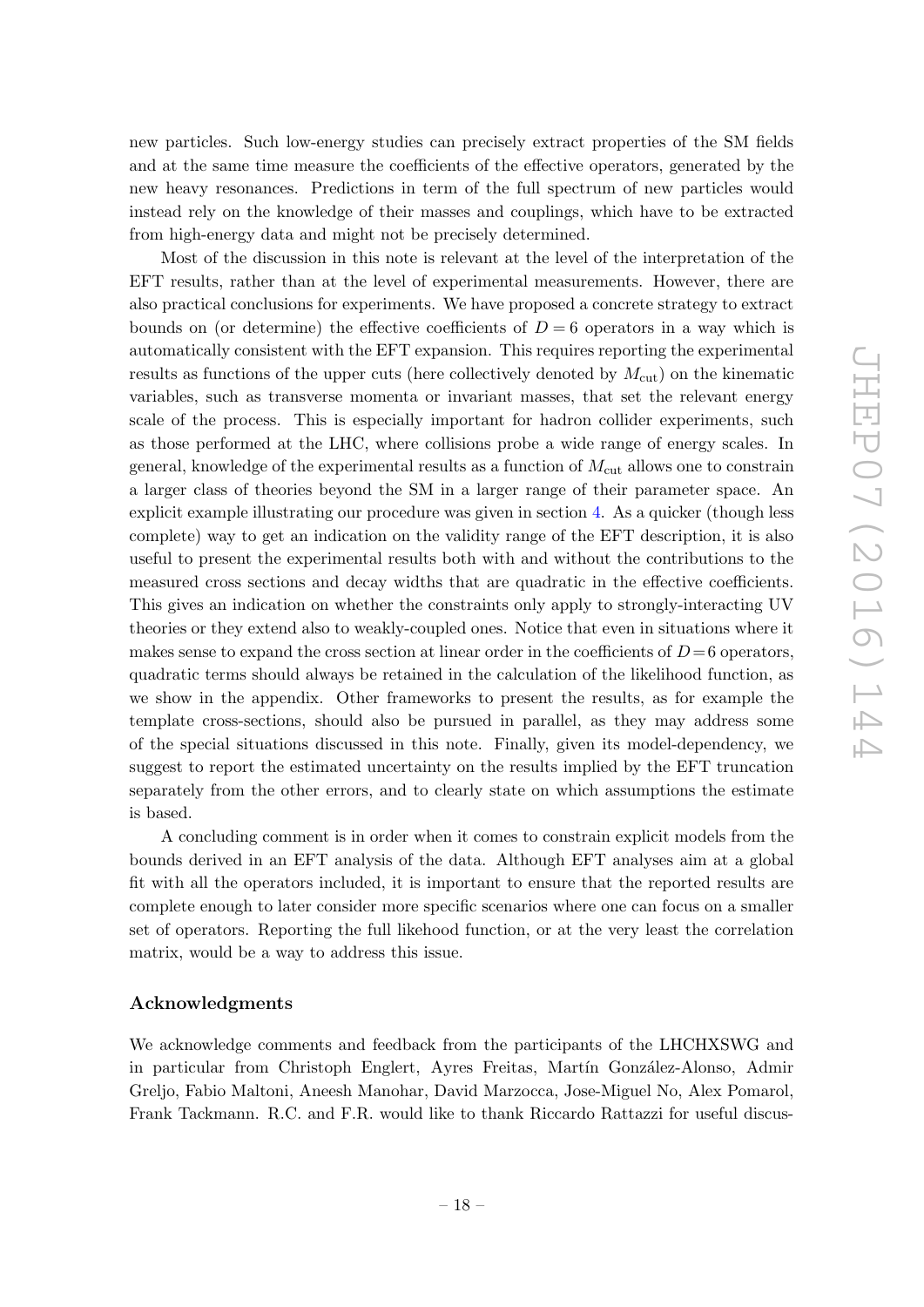new particles. Such low-energy studies can precisely extract properties of the SM fields and at the same time measure the coefficients of the effective operators, generated by the new heavy resonances. Predictions in term of the full spectrum of new particles would instead rely on the knowledge of their masses and couplings, which have to be extracted from high-energy data and might not be precisely determined.

Most of the discussion in this note is relevant at the level of the interpretation of the EFT results, rather than at the level of experimental measurements. However, there are also practical conclusions for experiments. We have proposed a concrete strategy to extract bounds on (or determine) the effective coefficients of $D = 6$ operators in a way which is automatically consistent with the EFT expansion. This requires reporting the experimental results as functions of the upper cuts (here collectively denoted by $M_{\rm cut}$) on the kinematic variables, such as transverse momenta or invariant masses, that set the relevant energy scale of the process. This is especially important for hadron collider experiments, such as those performed at the LHC, where collisions probe a wide range of energy scales. In general, knowledge of the experimental results as a function of $M_{\rm cut}$ allows one to constrain a larger class of theories beyond the SM in a larger range of their parameter space. An explicit example illustrating our procedure was given in section 4. As a quicker (though less complete) way to get an indication on the validity range of the EFT description, it is also useful to present the experimental results both with and without the contributions to the measured cross sections and decay widths that are quadratic in the effective coefficients. This gives an indication on whether the constraints only apply to strongly-interacting UV theories or they extend also to weakly-coupled ones. Notice that even in situations where it makes sense to expand the cross section at linear order in the coefficients of $D = 6$ operators, quadratic terms should always be retained in the calculation of the likelihood function, as we show in the appendix. Other frameworks to present the results, as for example the template cross-sections, should also be pursued in parallel, as they may address some of the special situations discussed in this note. Finally, given its model-dependency, we suggest to report the estimated uncertainty on the results implied by the EFT truncation separately from the other errors, and to clearly state on which assumptions the estimate is based.

A concluding comment is in order when it comes to constrain explicit models from the bounds derived in an EFT analysis of the data. Although EFT analyses aim at a global fit with all the operators included, it is important to ensure that the reported results are complete enough to later consider more specific scenarios where one can focus on a smaller set of operators. Reporting the full likehood function, or at the very least the correlation matrix, would be a way to address this issue.

## Acknowledgments

We acknowledge comments and feedback from the participants of the LHCHXSWG and in particular from Christoph Englert, Ayres Freitas, Martín González-Alonso, Admir Greljo, Fabio Maltoni, Aneesh Manohar, David Marzocca, Jose-Miguel No, Alex Pomarol, Frank Tackmann. R.C. and F.R. would like to thank Riccardo Rattazzi for useful discus-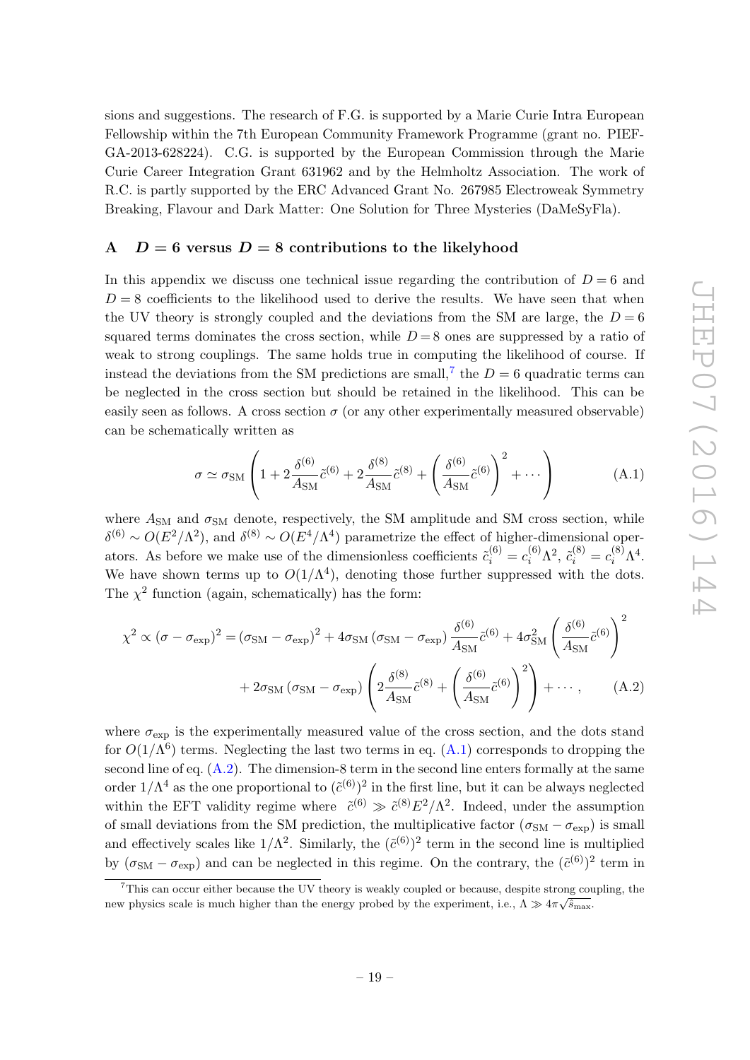sions and suggestions. The research of F.G. is supported by a Marie Curie Intra European Fellowship within the 7th European Community Framework Programme (grant no. PIEF-GA-2013-628224). C.G. is supported by the European Commission through the Marie Curie Career Integration Grant 631962 and by the Helmholtz Association. The work of R.C. is partly supported by the ERC Advanced Grant No. 267985 Electroweak Symmetry Breaking, Flavour and Dark Matter: One Solution for Three Mysteries (DaMeSyFla).

## A $D = 6$ versus $D = 8$ contributions to the likelyhood

In this appendix we discuss one technical issue regarding the contribution of $D = 6$ and $D = 8$ coefficients to the likelihood used to derive the results. We have seen that when the UV theory is strongly coupled and the deviations from the SM are large, the $D = 6$ squared terms dominates the cross section, while $D = 8$ ones are suppressed by a ratio of weak to strong couplings. The same holds true in computing the likelihood of course. If instead the deviations from the SM predictions are small,[7] the $D = 6$ quadratic terms can be neglected in the cross section but should be retained in the likelihood. This can be easily seen as follows. A cross section $\sigma$ (or any other experimentally measured observable) can be schematically written as

$$\sigma \simeq \sigma_{\rm SM}\left(1 + 2\frac{\delta^{(6)}}{A_{\rm SM}}\tilde{c}^{(6)} + 2\frac{\delta^{(8)}}{A_{\rm SM}}\tilde{c}^{(8)} + \left(\frac{\delta^{(6)}}{A_{\rm SM}}\tilde{c}^{(6)}\right)^2 + \cdots\right) \tag{A.1}$$

where $A_{\rm SM}$ and $\sigma_{\rm SM}$ denote, respectively, the SM amplitude and SM cross section, while $\delta^{(6)} \sim O(E^2/\Lambda^2)$, and $\delta^{(8)} \sim O(E^4/\Lambda^4)$ parametrize the effect of higher-dimensional operators. As before we make use of the dimensionless coefficients $\tilde{c}_i^{(6)} = c_i^{(6)}\Lambda^2$, $\tilde{c}_i^{(8)} = c_i^{(8)}\Lambda^4$. We have shown terms up to $O(1/\Lambda^4)$, denoting those further suppressed with the dots. The $\chi^2$ function (again, schematically) has the form:

$$\begin{aligned}\chi^2 \propto (\sigma - \sigma_{\rm exp})^2 &= (\sigma_{\rm SM} - \sigma_{\rm exp})^2 + 4\sigma_{\rm SM}\left(\sigma_{\rm SM} - \sigma_{\rm exp}\right)\frac{\delta^{(6)}}{A_{\rm SM}}\tilde{c}^{(6)} + 4\sigma_{\rm SM}^2\left(\frac{\delta^{(6)}}{A_{\rm SM}}\tilde{c}^{(6)}\right)^2 \\ &\quad + 2\sigma_{\rm SM}\left(\sigma_{\rm SM} - \sigma_{\rm exp}\right)\left(2\frac{\delta^{(8)}}{A_{\rm SM}}\tilde{c}^{(8)} + \left(\frac{\delta^{(6)}}{A_{\rm SM}}\tilde{c}^{(6)}\right)^2\right) + \cdots,\end{aligned} \tag{A.2}$$

where $\sigma_{\rm exp}$ is the experimentally measured value of the cross section, and the dots stand for $O(1/\Lambda^6)$ terms. Neglecting the last two terms in eq. (A.1) corresponds to dropping the second line of eq. (A.2). The dimension-8 term in the second line enters formally at the same order $1/\Lambda^4$ as the one proportional to $(\tilde{c}^{(6)})^2$ in the first line, but it can be always neglected within the EFT validity regime where $\tilde{c}^{(6)} \gg \tilde{c}^{(8)}E^2/\Lambda^2$. Indeed, under the assumption of small deviations from the SM prediction, the multiplicative factor $(\sigma_{\rm SM} - \sigma_{\rm exp})$ is small and effectively scales like $1/\Lambda^2$. Similarly, the $(\tilde{c}^{(6)})^2$ term in the second line is multiplied by $(\sigma_{\rm SM} - \sigma_{\rm exp})$ and can be neglected in this regime. On the contrary, the $(\tilde{c}^{(6)})^2$ term in

[7] This can occur either because the UV theory is weakly coupled or because, despite strong coupling, the new physics scale is much higher than the energy probed by the experiment, i.e., $\Lambda \gg 4\pi\sqrt{\hat{s}_{\rm max}}$.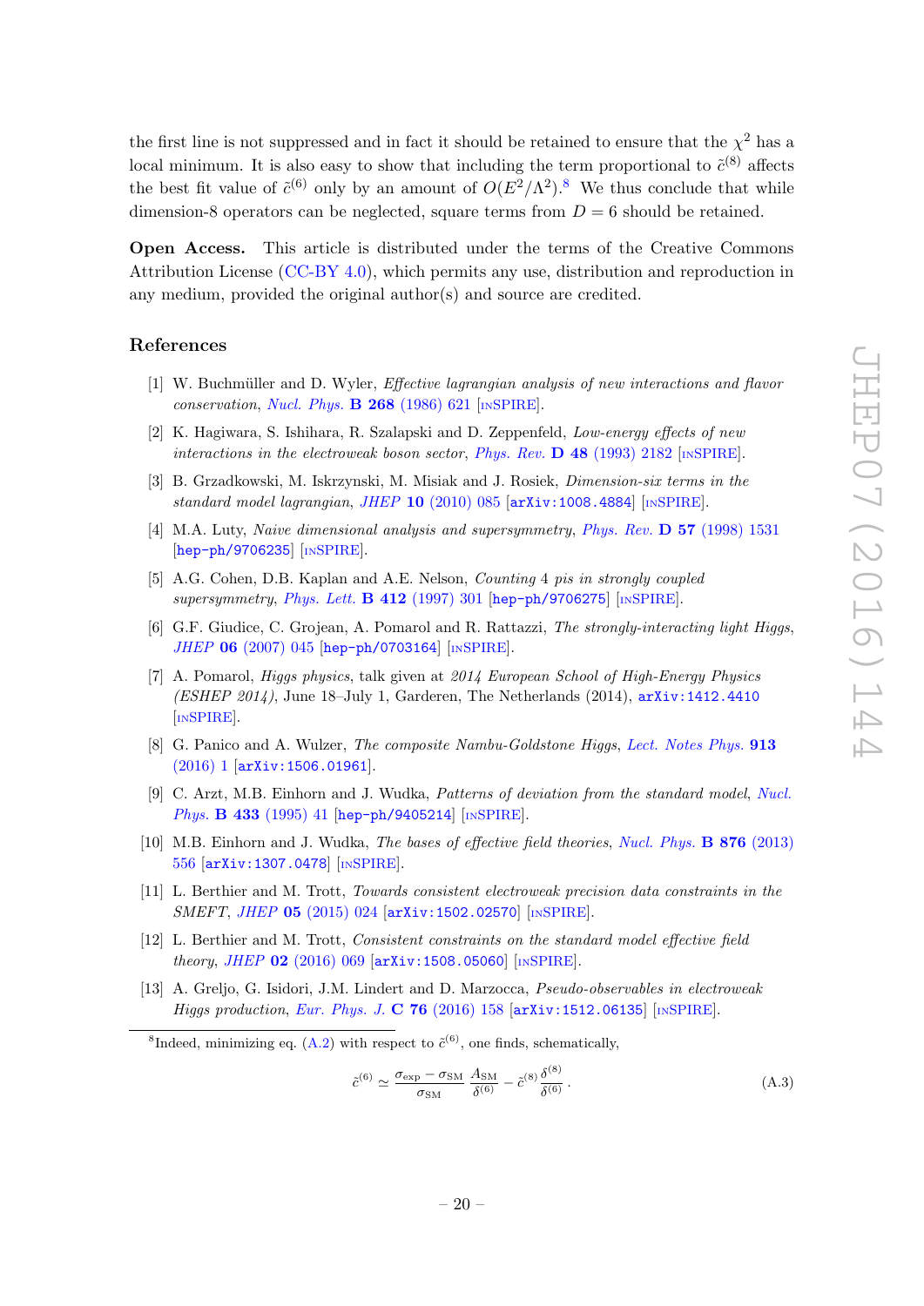the first line is not suppressed and in fact it should be retained to ensure that the $\chi^2$ has a local minimum. It is also easy to show that including the term proportional to $\tilde{c}^{(8)}$ affects the best fit value of $\tilde{c}^{(6)}$ only by an amount of $O(E^2/\Lambda^2)$.[8] We thus conclude that while dimension-8 operators can be neglected, square terms from $D = 6$ should be retained.

**Open Access.** This article is distributed under the terms of the Creative Commons Attribution License (CC-BY 4.0), which permits any use, distribution and reproduction in any medium, provided the original author(s) and source are credited.

## References

[1] W. Buchmüller and D. Wyler, *Effective lagrangian analysis of new interactions and flavor conservation*, *Nucl. Phys.* **B 268** (1986) 621 [INSPIRE].

[2] K. Hagiwara, S. Ishihara, R. Szalapski and D. Zeppenfeld, *Low-energy effects of new interactions in the electroweak boson sector*, *Phys. Rev.* **D 48** (1993) 2182 [INSPIRE].

[3] B. Grzadkowski, M. Iskrzynski, M. Misiak and J. Rosiek, *Dimension-six terms in the standard model lagrangian*, *JHEP* **10** (2010) 085 [arXiv:1008.4884] [INSPIRE].

[4] M.A. Luty, *Naive dimensional analysis and supersymmetry*, *Phys. Rev.* **D 57** (1998) 1531 [hep-ph/9706235] [INSPIRE].

[5] A.G. Cohen, D.B. Kaplan and A.E. Nelson, *Counting 4 pis in strongly coupled supersymmetry*, *Phys. Lett.* **B 412** (1997) 301 [hep-ph/9706275] [INSPIRE].

[6] G.F. Giudice, C. Grojean, A. Pomarol and R. Rattazzi, *The strongly-interacting light Higgs*, *JHEP* **06** (2007) 045 [hep-ph/0703164] [INSPIRE].

[7] A. Pomarol, *Higgs physics*, talk given at *2014 European School of High-Energy Physics (ESHEP 2014)*, June 18–July 1, Garderen, The Netherlands (2014), arXiv:1412.4410 [INSPIRE].

[8] G. Panico and A. Wulzer, *The composite Nambu-Goldstone Higgs*, *Lect. Notes Phys.* **913** (2016) 1 [arXiv:1506.01961].

[9] C. Arzt, M.B. Einhorn and J. Wudka, *Patterns of deviation from the standard model*, *Nucl. Phys.* **B 433** (1995) 41 [hep-ph/9405214] [INSPIRE].

[10] M.B. Einhorn and J. Wudka, *The bases of effective field theories*, *Nucl. Phys.* **B 876** (2013) 556 [arXiv:1307.0478] [INSPIRE].

[11] L. Berthier and M. Trott, *Towards consistent electroweak precision data constraints in the SMEFT*, *JHEP* **05** (2015) 024 [arXiv:1502.02570] [INSPIRE].

[12] L. Berthier and M. Trott, *Consistent constraints on the standard model effective field theory*, *JHEP* **02** (2016) 069 [arXiv:1508.05060] [INSPIRE].

[13] A. Greljo, G. Isidori, J.M. Lindert and D. Marzocca, *Pseudo-observables in electroweak Higgs production*, *Eur. Phys. J.* **C 76** (2016) 158 [arXiv:1512.06135] [INSPIRE].

---

[8] Indeed, minimizing eq. (A.2) with respect to $\tilde{c}^{(6)}$, one finds, schematically,

$$\tilde{c}^{(6)} \simeq \frac{\sigma_{\rm exp} - \sigma_{\rm SM}}{\sigma_{\rm SM}} \frac{A_{\rm SM}}{\delta^{(6)}} - \tilde{c}^{(8)} \frac{\delta^{(8)}}{\delta^{(6)}} . \tag{A.3}$$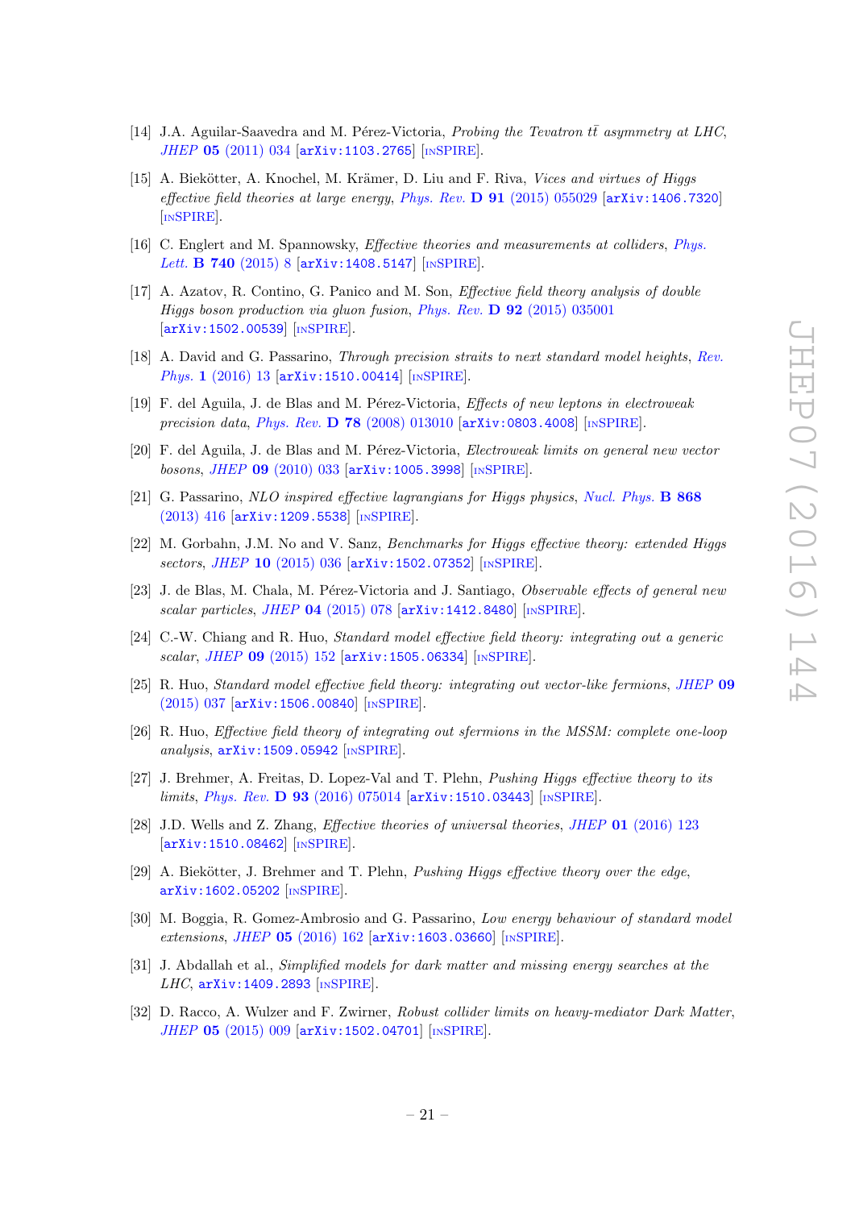[14] J.A. Aguilar-Saavedra and M. Pérez-Victoria, *Probing the Tevatron $t\bar{t}$ asymmetry at LHC*, *JHEP* **05** (2011) 034 [arXiv:1103.2765] [INSPIRE].

[15] A. Biekötter, A. Knochel, M. Krämer, D. Liu and F. Riva, *Vices and virtues of Higgs effective field theories at large energy*, *Phys. Rev.* **D 91** (2015) 055029 [arXiv:1406.7320] [INSPIRE].

[16] C. Englert and M. Spannowsky, *Effective theories and measurements at colliders*, *Phys. Lett.* **B 740** (2015) 8 [arXiv:1408.5147] [INSPIRE].

[17] A. Azatov, R. Contino, G. Panico and M. Son, *Effective field theory analysis of double Higgs boson production via gluon fusion*, *Phys. Rev.* **D 92** (2015) 035001 [arXiv:1502.00539] [INSPIRE].

[18] A. David and G. Passarino, *Through precision straits to next standard model heights*, *Rev. Phys.* **1** (2016) 13 [arXiv:1510.00414] [INSPIRE].

[19] F. del Aguila, J. de Blas and M. Pérez-Victoria, *Effects of new leptons in electroweak precision data*, *Phys. Rev.* **D 78** (2008) 013010 [arXiv:0803.4008] [INSPIRE].

[20] F. del Aguila, J. de Blas and M. Pérez-Victoria, *Electroweak limits on general new vector bosons*, *JHEP* **09** (2010) 033 [arXiv:1005.3998] [INSPIRE].

[21] G. Passarino, *NLO inspired effective lagrangians for Higgs physics*, *Nucl. Phys.* **B 868** (2013) 416 [arXiv:1209.5538] [INSPIRE].

[22] M. Gorbahn, J.M. No and V. Sanz, *Benchmarks for Higgs effective theory: extended Higgs sectors*, *JHEP* **10** (2015) 036 [arXiv:1502.07352] [INSPIRE].

[23] J. de Blas, M. Chala, M. Pérez-Victoria and J. Santiago, *Observable effects of general new scalar particles*, *JHEP* **04** (2015) 078 [arXiv:1412.8480] [INSPIRE].

[24] C.-W. Chiang and R. Huo, *Standard model effective field theory: integrating out a generic scalar*, *JHEP* **09** (2015) 152 [arXiv:1505.06334] [INSPIRE].

[25] R. Huo, *Standard model effective field theory: integrating out vector-like fermions*, *JHEP* **09** (2015) 037 [arXiv:1506.00840] [INSPIRE].

[26] R. Huo, *Effective field theory of integrating out sfermions in the MSSM: complete one-loop analysis*, arXiv:1509.05942 [INSPIRE].

[27] J. Brehmer, A. Freitas, D. Lopez-Val and T. Plehn, *Pushing Higgs effective theory to its limits*, *Phys. Rev.* **D 93** (2016) 075014 [arXiv:1510.03443] [INSPIRE].

[28] J.D. Wells and Z. Zhang, *Effective theories of universal theories*, *JHEP* **01** (2016) 123 [arXiv:1510.08462] [INSPIRE].

[29] A. Biekötter, J. Brehmer and T. Plehn, *Pushing Higgs effective theory over the edge*, arXiv:1602.05202 [INSPIRE].

[30] M. Boggia, R. Gomez-Ambrosio and G. Passarino, *Low energy behaviour of standard model extensions*, *JHEP* **05** (2016) 162 [arXiv:1603.03660] [INSPIRE].

[31] J. Abdallah et al., *Simplified models for dark matter and missing energy searches at the LHC*, arXiv:1409.2893 [INSPIRE].

[32] D. Racco, A. Wulzer and F. Zwirner, *Robust collider limits on heavy-mediator Dark Matter*, *JHEP* **05** (2015) 009 [arXiv:1502.04701] [INSPIRE].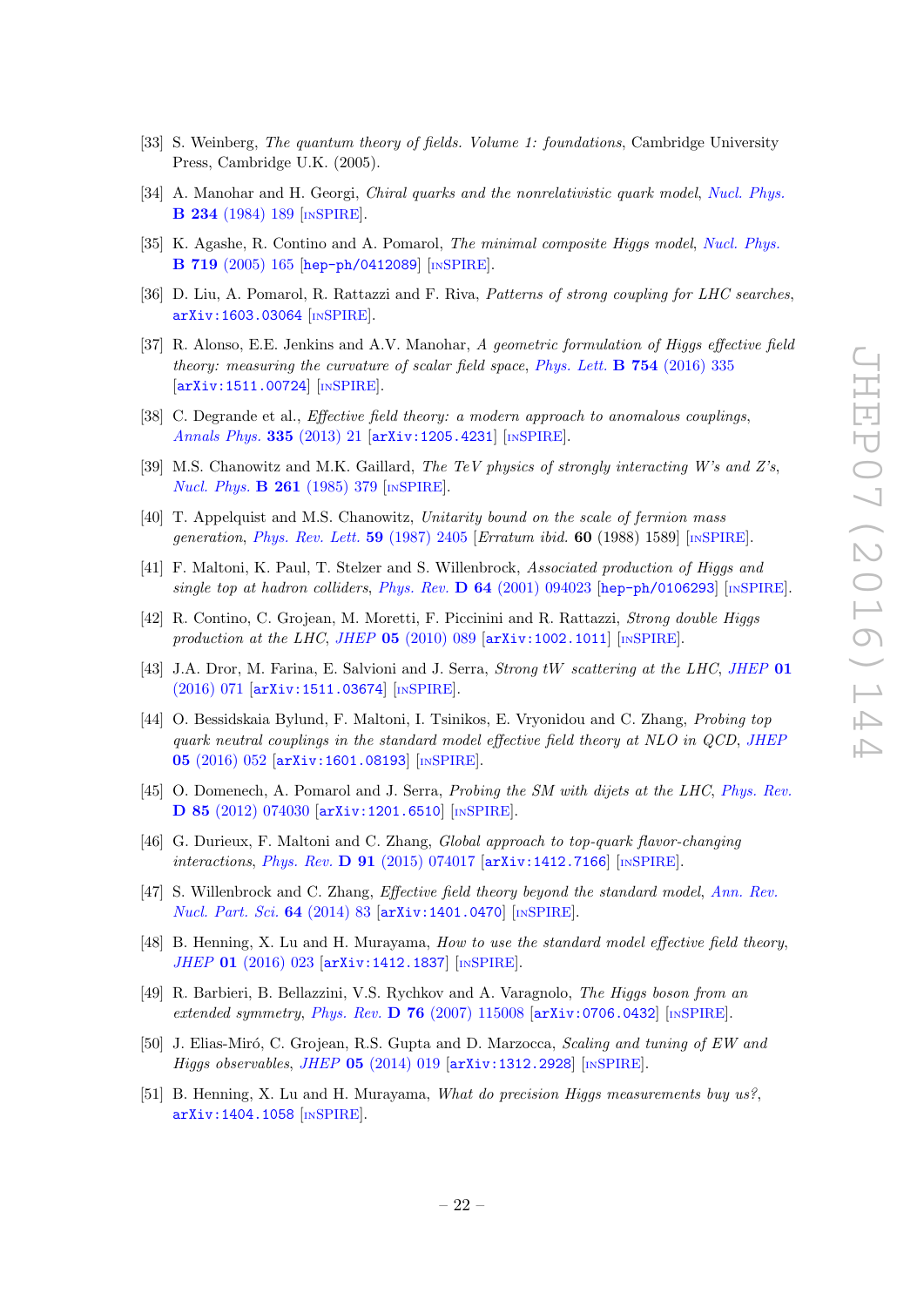[33] S. Weinberg, *The quantum theory of fields. Volume 1: foundations*, Cambridge University Press, Cambridge U.K. (2005).

[34] A. Manohar and H. Georgi, *Chiral quarks and the nonrelativistic quark model*, Nucl. Phys. **B 234** (1984) 189 [INSPIRE].

[35] K. Agashe, R. Contino and A. Pomarol, *The minimal composite Higgs model*, Nucl. Phys. **B 719** (2005) 165 [hep-ph/0412089] [INSPIRE].

[36] D. Liu, A. Pomarol, R. Rattazzi and F. Riva, *Patterns of strong coupling for LHC searches*, arXiv:1603.03064 [INSPIRE].

[37] R. Alonso, E.E. Jenkins and A.V. Manohar, *A geometric formulation of Higgs effective field theory: measuring the curvature of scalar field space*, Phys. Lett. **B 754** (2016) 335 [arXiv:1511.00724] [INSPIRE].

[38] C. Degrande et al., *Effective field theory: a modern approach to anomalous couplings*, Annals Phys. **335** (2013) 21 [arXiv:1205.4231] [INSPIRE].

[39] M.S. Chanowitz and M.K. Gaillard, *The TeV physics of strongly interacting W's and Z's*, Nucl. Phys. **B 261** (1985) 379 [INSPIRE].

[40] T. Appelquist and M.S. Chanowitz, *Unitarity bound on the scale of fermion mass generation*, Phys. Rev. Lett. **59** (1987) 2405 [*Erratum ibid.* **60** (1988) 1589] [INSPIRE].

[41] F. Maltoni, K. Paul, T. Stelzer and S. Willenbrock, *Associated production of Higgs and single top at hadron colliders*, Phys. Rev. **D 64** (2001) 094023 [hep-ph/0106293] [INSPIRE].

[42] R. Contino, C. Grojean, M. Moretti, F. Piccinini and R. Rattazzi, *Strong double Higgs production at the LHC*, JHEP **05** (2010) 089 [arXiv:1002.1011] [INSPIRE].

[43] J.A. Dror, M. Farina, E. Salvioni and J. Serra, *Strong tW scattering at the LHC*, JHEP **01** (2016) 071 [arXiv:1511.03674] [INSPIRE].

[44] O. Bessidskaia Bylund, F. Maltoni, I. Tsinikos, E. Vryonidou and C. Zhang, *Probing top quark neutral couplings in the standard model effective field theory at NLO in QCD*, JHEP **05** (2016) 052 [arXiv:1601.08193] [INSPIRE].

[45] O. Domenech, A. Pomarol and J. Serra, *Probing the SM with dijets at the LHC*, Phys. Rev. **D 85** (2012) 074030 [arXiv:1201.6510] [INSPIRE].

[46] G. Durieux, F. Maltoni and C. Zhang, *Global approach to top-quark flavor-changing interactions*, Phys. Rev. **D 91** (2015) 074017 [arXiv:1412.7166] [INSPIRE].

[47] S. Willenbrock and C. Zhang, *Effective field theory beyond the standard model*, Ann. Rev. Nucl. Part. Sci. **64** (2014) 83 [arXiv:1401.0470] [INSPIRE].

[48] B. Henning, X. Lu and H. Murayama, *How to use the standard model effective field theory*, JHEP **01** (2016) 023 [arXiv:1412.1837] [INSPIRE].

[49] R. Barbieri, B. Bellazzini, V.S. Rychkov and A. Varagnolo, *The Higgs boson from an extended symmetry*, Phys. Rev. **D 76** (2007) 115008 [arXiv:0706.0432] [INSPIRE].

[50] J. Elias-Miró, C. Grojean, R.S. Gupta and D. Marzocca, *Scaling and tuning of EW and Higgs observables*, JHEP **05** (2014) 019 [arXiv:1312.2928] [INSPIRE].

[51] B. Henning, X. Lu and H. Murayama, *What do precision Higgs measurements buy us?*, arXiv:1404.1058 [INSPIRE].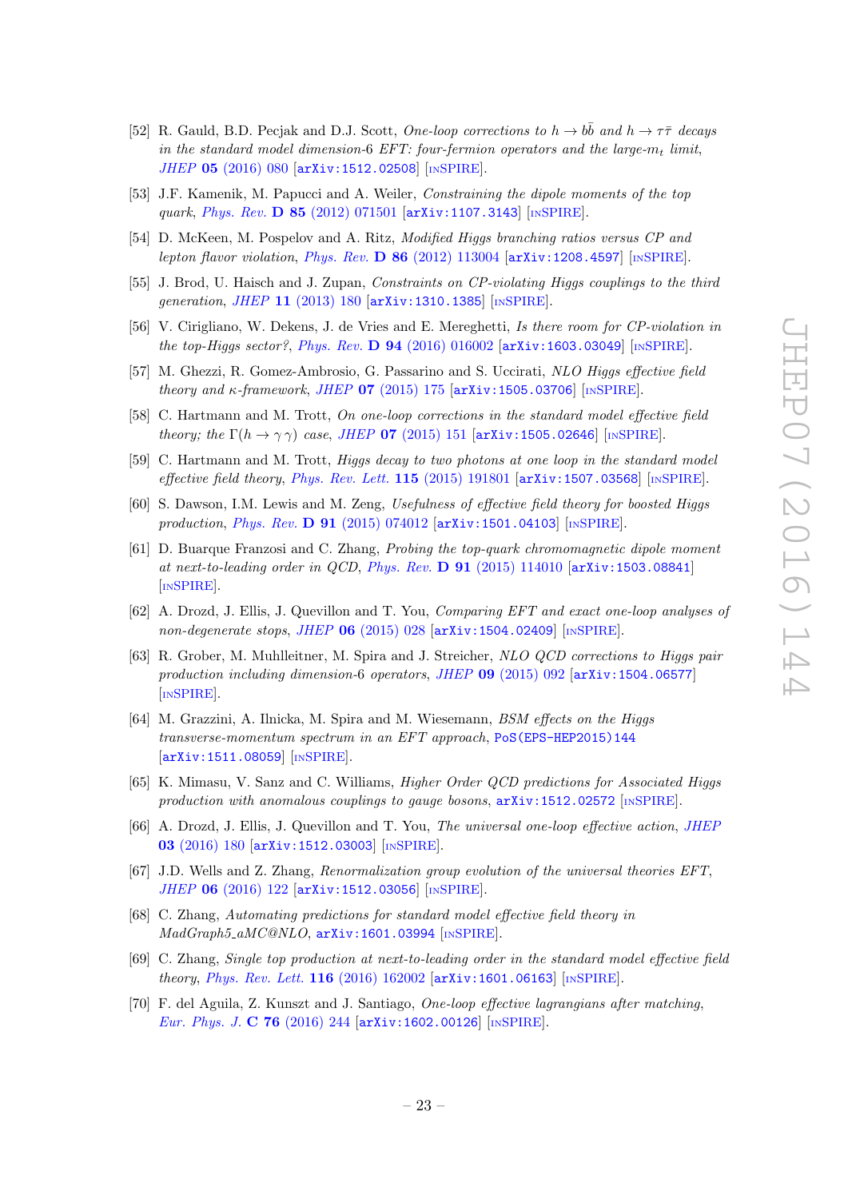[52] R. Gauld, B.D. Pecjak and D.J. Scott, *One-loop corrections to $h \to b\bar{b}$ and $h \to \tau\bar{\tau}$ decays in the standard model dimension-6 EFT: four-fermion operators and the large-$m_t$ limit*, JHEP **05** (2016) 080 [arXiv:1512.02508] [INSPIRE].

[53] J.F. Kamenik, M. Papucci and A. Weiler, *Constraining the dipole moments of the top quark*, Phys. Rev. **D 85** (2012) 071501 [arXiv:1107.3143] [INSPIRE].

[54] D. McKeen, M. Pospelov and A. Ritz, *Modified Higgs branching ratios versus CP and lepton flavor violation*, Phys. Rev. **D 86** (2012) 113004 [arXiv:1208.4597] [INSPIRE].

[55] J. Brod, U. Haisch and J. Zupan, *Constraints on CP-violating Higgs couplings to the third generation*, JHEP **11** (2013) 180 [arXiv:1310.1385] [INSPIRE].

[56] V. Cirigliano, W. Dekens, J. de Vries and E. Mereghetti, *Is there room for CP-violation in the top-Higgs sector?*, Phys. Rev. **D 94** (2016) 016002 [arXiv:1603.03049] [INSPIRE].

[57] M. Ghezzi, R. Gomez-Ambrosio, G. Passarino and S. Uccirati, *NLO Higgs effective field theory and $\kappa$-framework*, JHEP **07** (2015) 175 [arXiv:1505.03706] [INSPIRE].

[58] C. Hartmann and M. Trott, *On one-loop corrections in the standard model effective field theory; the $\Gamma(h \to \gamma\gamma)$ case*, JHEP **07** (2015) 151 [arXiv:1505.02646] [INSPIRE].

[59] C. Hartmann and M. Trott, *Higgs decay to two photons at one loop in the standard model effective field theory*, Phys. Rev. Lett. **115** (2015) 191801 [arXiv:1507.03568] [INSPIRE].

[60] S. Dawson, I.M. Lewis and M. Zeng, *Usefulness of effective field theory for boosted Higgs production*, Phys. Rev. **D 91** (2015) 074012 [arXiv:1501.04103] [INSPIRE].

[61] D. Buarque Franzosi and C. Zhang, *Probing the top-quark chromomagnetic dipole moment at next-to-leading order in QCD*, Phys. Rev. **D 91** (2015) 114010 [arXiv:1503.08841] [INSPIRE].

[62] A. Drozd, J. Ellis, J. Quevillon and T. You, *Comparing EFT and exact one-loop analyses of non-degenerate stops*, JHEP **06** (2015) 028 [arXiv:1504.02409] [INSPIRE].

[63] R. Grober, M. Muhlleitner, M. Spira and J. Streicher, *NLO QCD corrections to Higgs pair production including dimension-6 operators*, JHEP **09** (2015) 092 [arXiv:1504.06577] [INSPIRE].

[64] M. Grazzini, A. Ilnicka, M. Spira and M. Wiesemann, *BSM effects on the Higgs transverse-momentum spectrum in an EFT approach*, PoS(EPS-HEP2015)144 [arXiv:1511.08059] [INSPIRE].

[65] K. Mimasu, V. Sanz and C. Williams, *Higher Order QCD predictions for Associated Higgs production with anomalous couplings to gauge bosons*, arXiv:1512.02572 [INSPIRE].

[66] A. Drozd, J. Ellis, J. Quevillon and T. You, *The universal one-loop effective action*, JHEP **03** (2016) 180 [arXiv:1512.03003] [INSPIRE].

[67] J.D. Wells and Z. Zhang, *Renormalization group evolution of the universal theories EFT*, JHEP **06** (2016) 122 [arXiv:1512.03056] [INSPIRE].

[68] C. Zhang, *Automating predictions for standard model effective field theory in MadGraph5_aMC@NLO*, arXiv:1601.03994 [INSPIRE].

[69] C. Zhang, *Single top production at next-to-leading order in the standard model effective field theory*, Phys. Rev. Lett. **116** (2016) 162002 [arXiv:1601.06163] [INSPIRE].

[70] F. del Aguila, Z. Kunszt and J. Santiago, *One-loop effective lagrangians after matching*, Eur. Phys. J. **C 76** (2016) 244 [arXiv:1602.00126] [INSPIRE].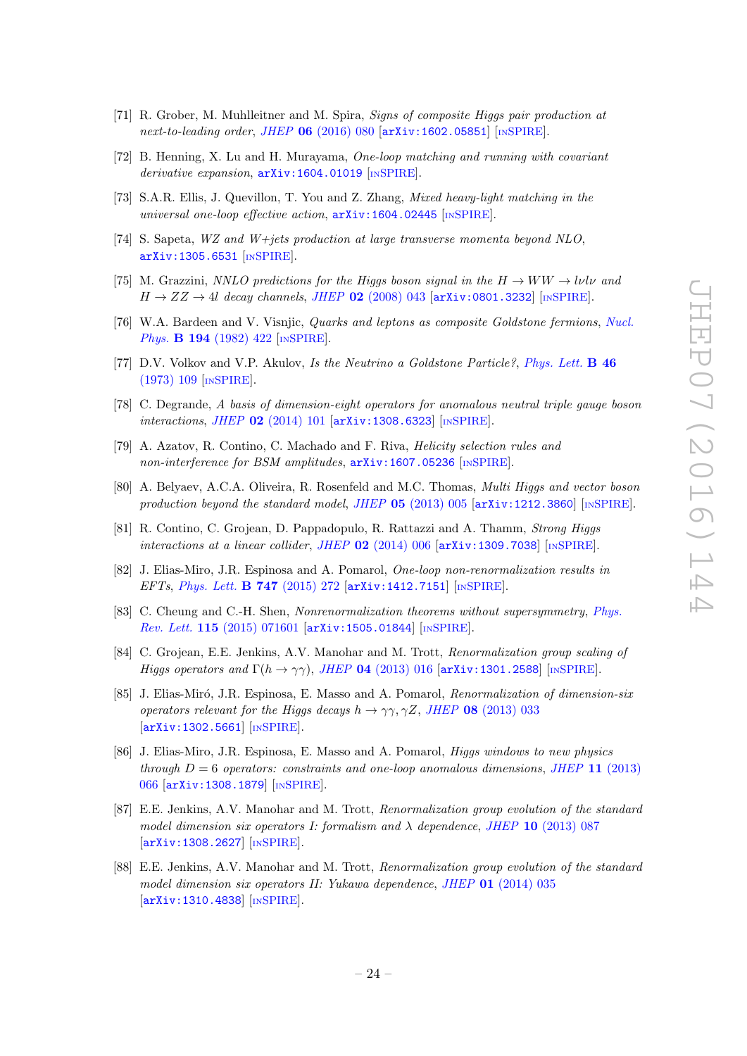[71] R. Grober, M. Muhlleitner and M. Spira, *Signs of composite Higgs pair production at next-to-leading order*, JHEP **06** (2016) 080 [arXiv:1602.05851] [INSPIRE].

[72] B. Henning, X. Lu and H. Murayama, *One-loop matching and running with covariant derivative expansion*, arXiv:1604.01019 [INSPIRE].

[73] S.A.R. Ellis, J. Quevillon, T. You and Z. Zhang, *Mixed heavy-light matching in the universal one-loop effective action*, arXiv:1604.02445 [INSPIRE].

[74] S. Sapeta, *WZ and W+jets production at large transverse momenta beyond NLO*, arXiv:1305.6531 [INSPIRE].

[75] M. Grazzini, *NNLO predictions for the Higgs boson signal in the $H \to WW \to l\nu l\nu$ and $H \to ZZ \to 4l$ decay channels*, JHEP **02** (2008) 043 [arXiv:0801.3232] [INSPIRE].

[76] W.A. Bardeen and V. Visnjic, *Quarks and leptons as composite Goldstone fermions*, Nucl. Phys. **B 194** (1982) 422 [INSPIRE].

[77] D.V. Volkov and V.P. Akulov, *Is the Neutrino a Goldstone Particle?*, Phys. Lett. **B 46** (1973) 109 [INSPIRE].

[78] C. Degrande, *A basis of dimension-eight operators for anomalous neutral triple gauge boson interactions*, JHEP **02** (2014) 101 [arXiv:1308.6323] [INSPIRE].

[79] A. Azatov, R. Contino, C. Machado and F. Riva, *Helicity selection rules and non-interference for BSM amplitudes*, arXiv:1607.05236 [INSPIRE].

[80] A. Belyaev, A.C.A. Oliveira, R. Rosenfeld and M.C. Thomas, *Multi Higgs and vector boson production beyond the standard model*, JHEP **05** (2013) 005 [arXiv:1212.3860] [INSPIRE].

[81] R. Contino, C. Grojean, D. Pappadopulo, R. Rattazzi and A. Thamm, *Strong Higgs interactions at a linear collider*, JHEP **02** (2014) 006 [arXiv:1309.7038] [INSPIRE].

[82] J. Elias-Miro, J.R. Espinosa and A. Pomarol, *One-loop non-renormalization results in EFTs*, Phys. Lett. **B 747** (2015) 272 [arXiv:1412.7151] [INSPIRE].

[83] C. Cheung and C.-H. Shen, *Nonrenormalization theorems without supersymmetry*, Phys. Rev. Lett. **115** (2015) 071601 [arXiv:1505.01844] [INSPIRE].

[84] C. Grojean, E.E. Jenkins, A.V. Manohar and M. Trott, *Renormalization group scaling of Higgs operators and $\Gamma(h \to \gamma\gamma)$*, JHEP **04** (2013) 016 [arXiv:1301.2588] [INSPIRE].

[85] J. Elias-Miró, J.R. Espinosa, E. Masso and A. Pomarol, *Renormalization of dimension-six operators relevant for the Higgs decays $h \to \gamma\gamma, \gamma Z$*, JHEP **08** (2013) 033 [arXiv:1302.5661] [INSPIRE].

[86] J. Elias-Miro, J.R. Espinosa, E. Masso and A. Pomarol, *Higgs windows to new physics through $D = 6$ operators: constraints and one-loop anomalous dimensions*, JHEP **11** (2013) 066 [arXiv:1308.1879] [INSPIRE].

[87] E.E. Jenkins, A.V. Manohar and M. Trott, *Renormalization group evolution of the standard model dimension six operators I: formalism and $\lambda$ dependence*, JHEP **10** (2013) 087 [arXiv:1308.2627] [INSPIRE].

[88] E.E. Jenkins, A.V. Manohar and M. Trott, *Renormalization group evolution of the standard model dimension six operators II: Yukawa dependence*, JHEP **01** (2014) 035 [arXiv:1310.4838] [INSPIRE].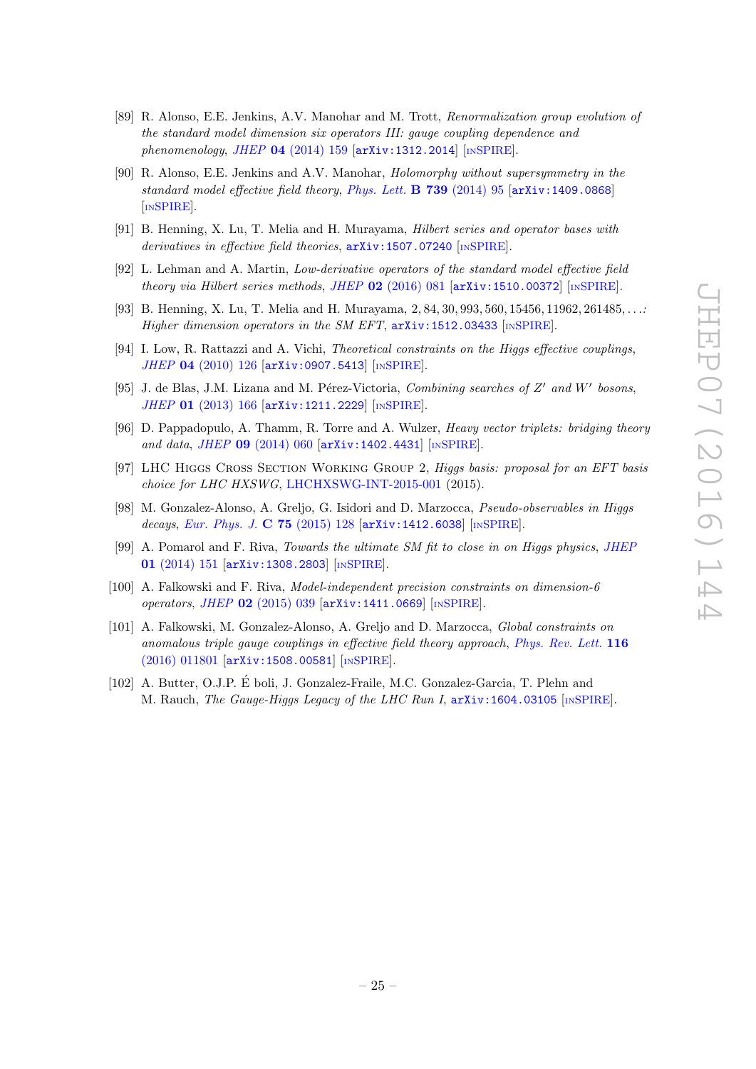[89] R. Alonso, E.E. Jenkins, A.V. Manohar and M. Trott, *Renormalization group evolution of the standard model dimension six operators III: gauge coupling dependence and phenomenology*, JHEP **04** (2014) 159 [arXiv:1312.2014] [INSPIRE].

[90] R. Alonso, E.E. Jenkins and A.V. Manohar, *Holomorphy without supersymmetry in the standard model effective field theory*, Phys. Lett. **B 739** (2014) 95 [arXiv:1409.0868] [INSPIRE].

[91] B. Henning, X. Lu, T. Melia and H. Murayama, *Hilbert series and operator bases with derivatives in effective field theories*, arXiv:1507.07240 [INSPIRE].

[92] L. Lehman and A. Martin, *Low-derivative operators of the standard model effective field theory via Hilbert series methods*, JHEP **02** (2016) 081 [arXiv:1510.00372] [INSPIRE].

[93] B. Henning, X. Lu, T. Melia and H. Murayama, $2, 84, 30, 993, 560, 15456, 11962, 261485, \ldots$*: Higher dimension operators in the SM EFT*, arXiv:1512.03433 [INSPIRE].

[94] I. Low, R. Rattazzi and A. Vichi, *Theoretical constraints on the Higgs effective couplings*, JHEP **04** (2010) 126 [arXiv:0907.5413] [INSPIRE].

[95] J. de Blas, J.M. Lizana and M. Pérez-Victoria, *Combining searches of $Z'$ and $W'$ bosons*, JHEP **01** (2013) 166 [arXiv:1211.2229] [INSPIRE].

[96] D. Pappadopulo, A. Thamm, R. Torre and A. Wulzer, *Heavy vector triplets: bridging theory and data*, JHEP **09** (2014) 060 [arXiv:1402.4431] [INSPIRE].

[97] LHC Higgs Cross Section Working Group 2, *Higgs basis: proposal for an EFT basis choice for LHC HXSWG*, LHCHXSWG-INT-2015-001 (2015).

[98] M. Gonzalez-Alonso, A. Greljo, G. Isidori and D. Marzocca, *Pseudo-observables in Higgs decays*, Eur. Phys. J. **C 75** (2015) 128 [arXiv:1412.6038] [INSPIRE].

[99] A. Pomarol and F. Riva, *Towards the ultimate SM fit to close in on Higgs physics*, JHEP **01** (2014) 151 [arXiv:1308.2803] [INSPIRE].

[100] A. Falkowski and F. Riva, *Model-independent precision constraints on dimension-6 operators*, JHEP **02** (2015) 039 [arXiv:1411.0669] [INSPIRE].

[101] A. Falkowski, M. Gonzalez-Alonso, A. Greljo and D. Marzocca, *Global constraints on anomalous triple gauge couplings in effective field theory approach*, Phys. Rev. Lett. **116** (2016) 011801 [arXiv:1508.00581] [INSPIRE].

[102] A. Butter, O.J.P. É boli, J. Gonzalez-Fraile, M.C. Gonzalez-Garcia, T. Plehn and M. Rauch, *The Gauge-Higgs Legacy of the LHC Run I*, arXiv:1604.03105 [INSPIRE].